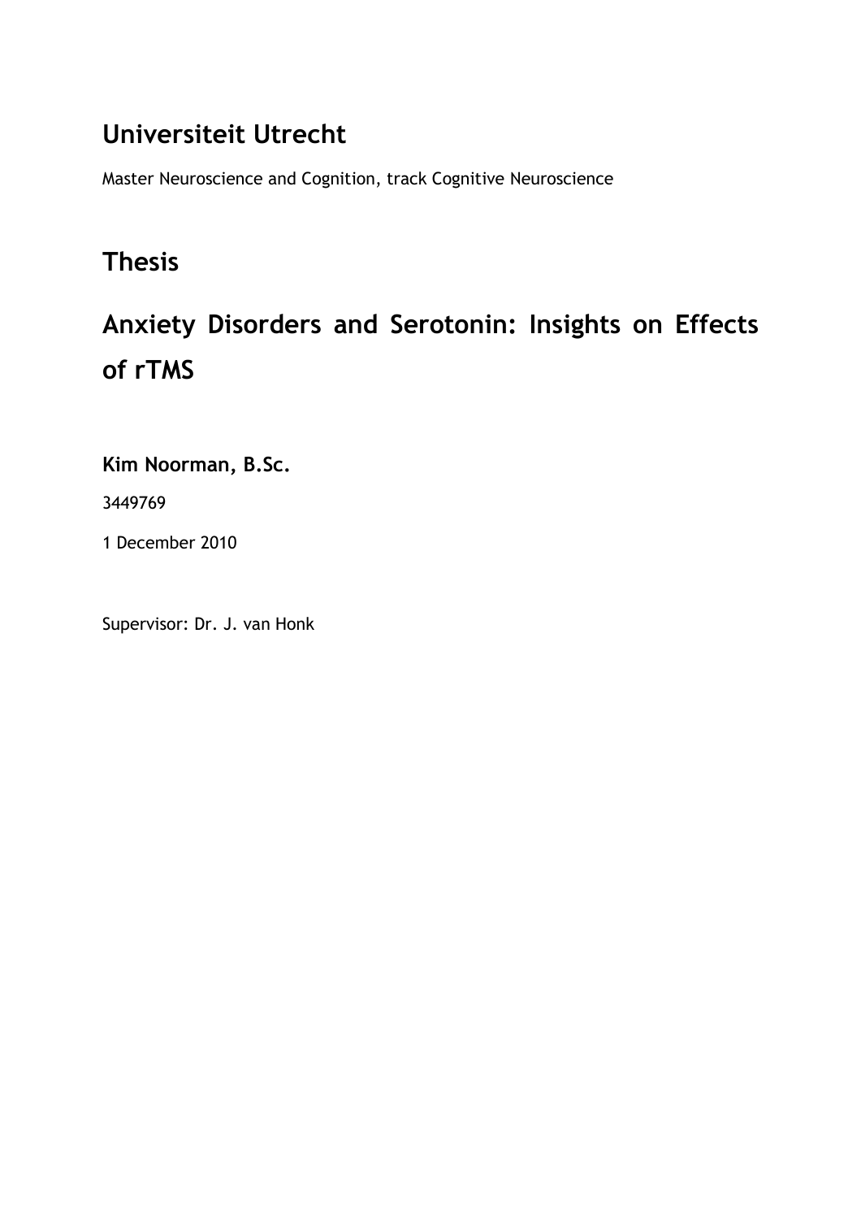# Universiteit Utrecht

Master Neuroscience and Cognition, track Cognitive Neuroscience

## Thesis

## Anxiety Disorders and Serotonin: Insights on Effects of rTMS

**Kim Noorman, B.Sc.**

3449769

1 December 2010

Supervisor: Dr. J. van Honk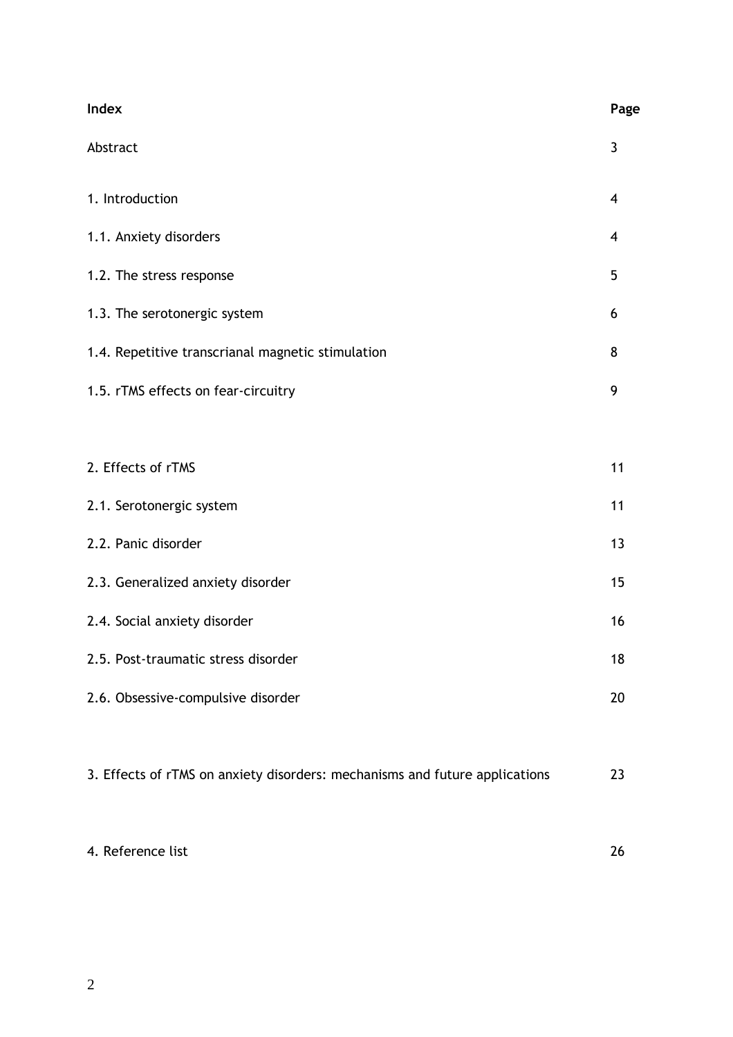| **Index** | **Page** |
| --- | --- |
| Abstract | 3 |
| 1. Introduction | 4 |
| 1.1. Anxiety disorders | 4 |
| 1.2. The stress response | 5 |
| 1.3. The serotonergic system | 6 |
| 1.4. Repetitive transcrianal magnetic stimulation | 8 |
| 1.5. rTMS effects on fear-circuitry | 9 |
| 2. Effects of rTMS | 11 |
| 2.1. Serotonergic system | 11 |
| 2.2. Panic disorder | 13 |
| 2.3. Generalized anxiety disorder | 15 |
| 2.4. Social anxiety disorder | 16 |
| 2.5. Post-traumatic stress disorder | 18 |
| 2.6. Obsessive-compulsive disorder | 20 |
| 3. Effects of rTMS on anxiety disorders: mechanisms and future applications | 23 |
| 4. Reference list | 26 |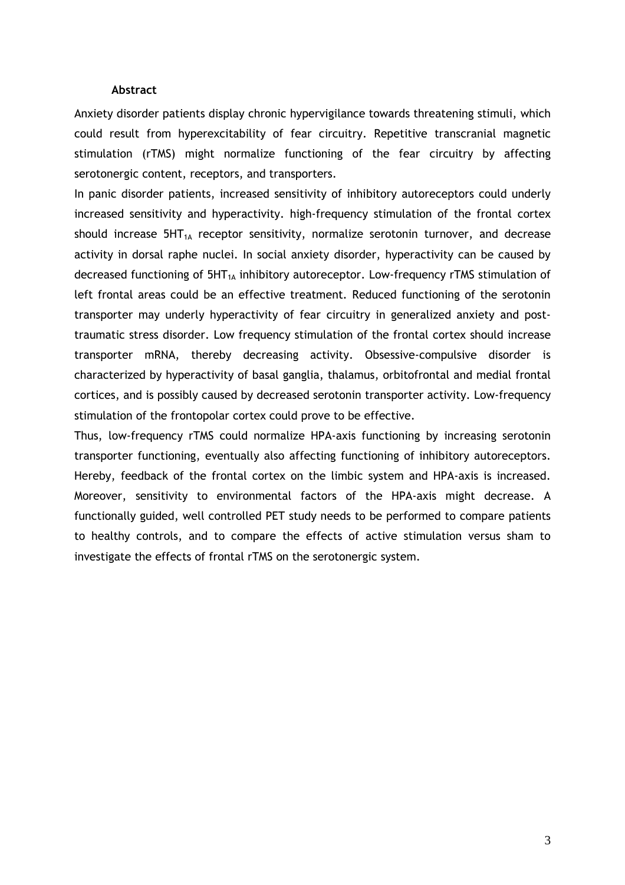## Abstract

Anxiety disorder patients display chronic hypervigilance towards threatening stimuli, which could result from hyperexcitability of fear circuitry. Repetitive transcranial magnetic stimulation (rTMS) might normalize functioning of the fear circuitry by affecting serotonergic content, receptors, and transporters.

In panic disorder patients, increased sensitivity of inhibitory autoreceptors could underly increased sensitivity and hyperactivity. high-frequency stimulation of the frontal cortex should increase $5HT_{1A}$ receptor sensitivity, normalize serotonin turnover, and decrease activity in dorsal raphe nuclei. In social anxiety disorder, hyperactivity can be caused by decreased functioning of $5HT_{1A}$ inhibitory autoreceptor. Low-frequency rTMS stimulation of left frontal areas could be an effective treatment. Reduced functioning of the serotonin transporter may underly hyperactivity of fear circuitry in generalized anxiety and post-traumatic stress disorder. Low frequency stimulation of the frontal cortex should increase transporter mRNA, thereby decreasing activity. Obsessive-compulsive disorder is characterized by hyperactivity of basal ganglia, thalamus, orbitofrontal and medial frontal cortices, and is possibly caused by decreased serotonin transporter activity. Low-frequency stimulation of the frontopolar cortex could prove to be effective.

Thus, low-frequency rTMS could normalize HPA-axis functioning by increasing serotonin transporter functioning, eventually also affecting functioning of inhibitory autoreceptors. Hereby, feedback of the frontal cortex on the limbic system and HPA-axis is increased. Moreover, sensitivity to environmental factors of the HPA-axis might decrease. A functionally guided, well controlled PET study needs to be performed to compare patients to healthy controls, and to compare the effects of active stimulation versus sham to investigate the effects of frontal rTMS on the serotonergic system.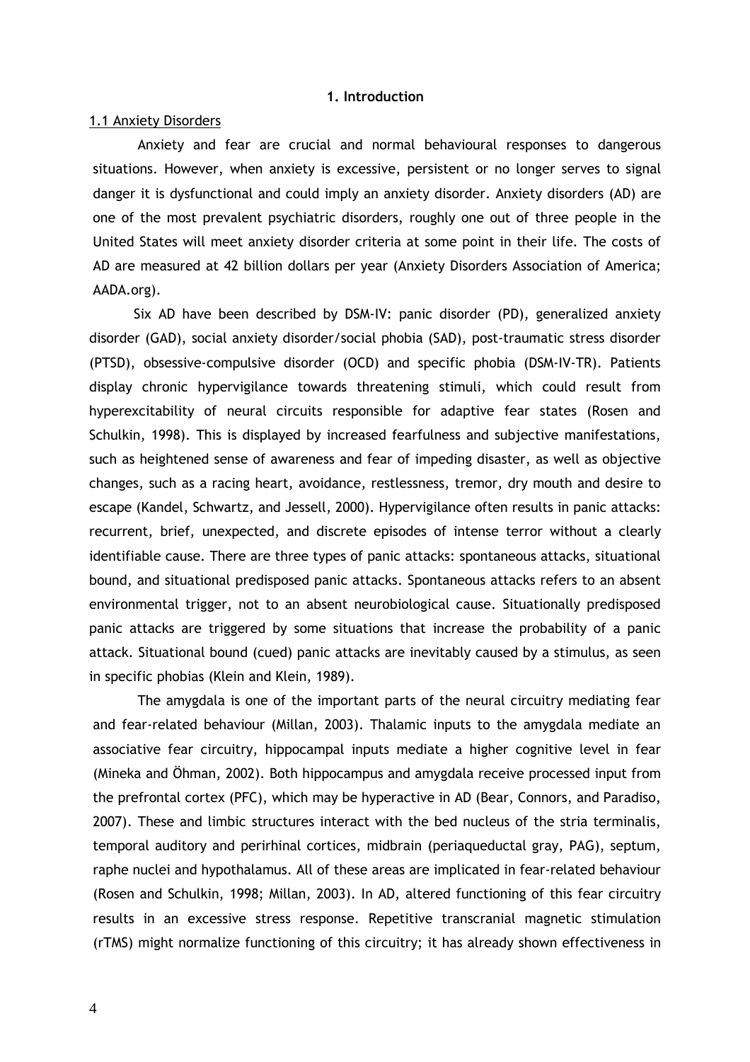# 1. Introduction

## 1.1 Anxiety Disorders

Anxiety and fear are crucial and normal behavioural responses to dangerous situations. However, when anxiety is excessive, persistent or no longer serves to signal danger it is dysfunctional and could imply an anxiety disorder. Anxiety disorders (AD) are one of the most prevalent psychiatric disorders, roughly one out of three people in the United States will meet anxiety disorder criteria at some point in their life. The costs of AD are measured at 42 billion dollars per year (Anxiety Disorders Association of America; AADA.org).

Six AD have been described by DSM-IV: panic disorder (PD), generalized anxiety disorder (GAD), social anxiety disorder/social phobia (SAD), post-traumatic stress disorder (PTSD), obsessive-compulsive disorder (OCD) and specific phobia (DSM-IV-TR). Patients display chronic hypervigilance towards threatening stimuli, which could result from hyperexcitability of neural circuits responsible for adaptive fear states (Rosen and Schulkin, 1998). This is displayed by increased fearfulness and subjective manifestations, such as heightened sense of awareness and fear of impeding disaster, as well as objective changes, such as a racing heart, avoidance, restlessness, tremor, dry mouth and desire to escape (Kandel, Schwartz, and Jessell, 2000). Hypervigilance often results in panic attacks: recurrent, brief, unexpected, and discrete episodes of intense terror without a clearly identifiable cause. There are three types of panic attacks: spontaneous attacks, situational bound, and situational predisposed panic attacks. Spontaneous attacks refers to an absent environmental trigger, not to an absent neurobiological cause. Situationally predisposed panic attacks are triggered by some situations that increase the probability of a panic attack. Situational bound (cued) panic attacks are inevitably caused by a stimulus, as seen in specific phobias (Klein and Klein, 1989).

The amygdala is one of the important parts of the neural circuitry mediating fear and fear-related behaviour (Millan, 2003). Thalamic inputs to the amygdala mediate an associative fear circuitry, hippocampal inputs mediate a higher cognitive level in fear (Mineka and Öhman, 2002). Both hippocampus and amygdala receive processed input from the prefrontal cortex (PFC), which may be hyperactive in AD (Bear, Connors, and Paradiso, 2007). These and limbic structures interact with the bed nucleus of the stria terminalis, temporal auditory and perirhinal cortices, midbrain (periaqueductal gray, PAG), septum, raphe nuclei and hypothalamus. All of these areas are implicated in fear-related behaviour (Rosen and Schulkin, 1998; Millan, 2003). In AD, altered functioning of this fear circuitry results in an excessive stress response. Repetitive transcranial magnetic stimulation (rTMS) might normalize functioning of this circuitry; it has already shown effectiveness in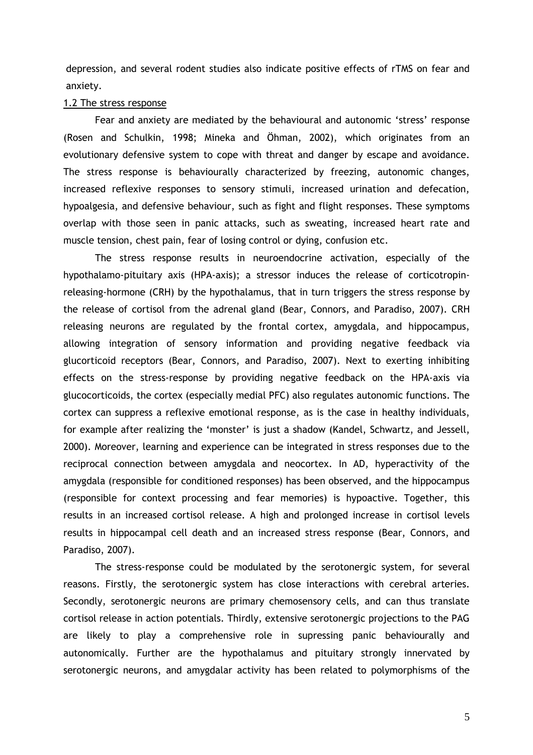depression, and several rodent studies also indicate positive effects of rTMS on fear and anxiety.

## 1.2 The stress response

Fear and anxiety are mediated by the behavioural and autonomic 'stress' response (Rosen and Schulkin, 1998; Mineka and Öhman, 2002), which originates from an evolutionary defensive system to cope with threat and danger by escape and avoidance. The stress response is behaviourally characterized by freezing, autonomic changes, increased reflexive responses to sensory stimuli, increased urination and defecation, hypoalgesia, and defensive behaviour, such as fight and flight responses. These symptoms overlap with those seen in panic attacks, such as sweating, increased heart rate and muscle tension, chest pain, fear of losing control or dying, confusion etc.

The stress response results in neuroendocrine activation, especially of the hypothalamo-pituitary axis (HPA-axis); a stressor induces the release of corticotropin-releasing-hormone (CRH) by the hypothalamus, that in turn triggers the stress response by the release of cortisol from the adrenal gland (Bear, Connors, and Paradiso, 2007). CRH releasing neurons are regulated by the frontal cortex, amygdala, and hippocampus, allowing integration of sensory information and providing negative feedback via glucorticoid receptors (Bear, Connors, and Paradiso, 2007). Next to exerting inhibiting effects on the stress-response by providing negative feedback on the HPA-axis via glucocorticoids, the cortex (especially medial PFC) also regulates autonomic functions. The cortex can suppress a reflexive emotional response, as is the case in healthy individuals, for example after realizing the 'monster' is just a shadow (Kandel, Schwartz, and Jessell, 2000). Moreover, learning and experience can be integrated in stress responses due to the reciprocal connection between amygdala and neocortex. In AD, hyperactivity of the amygdala (responsible for conditioned responses) has been observed, and the hippocampus (responsible for context processing and fear memories) is hypoactive. Together, this results in an increased cortisol release. A high and prolonged increase in cortisol levels results in hippocampal cell death and an increased stress response (Bear, Connors, and Paradiso, 2007).

The stress-response could be modulated by the serotonergic system, for several reasons. Firstly, the serotonergic system has close interactions with cerebral arteries. Secondly, serotonergic neurons are primary chemosensory cells, and can thus translate cortisol release in action potentials. Thirdly, extensive serotonergic projections to the PAG are likely to play a comprehensive role in supressing panic behaviourally and autonomically. Further are the hypothalamus and pituitary strongly innervated by serotonergic neurons, and amygdalar activity has been related to polymorphisms of the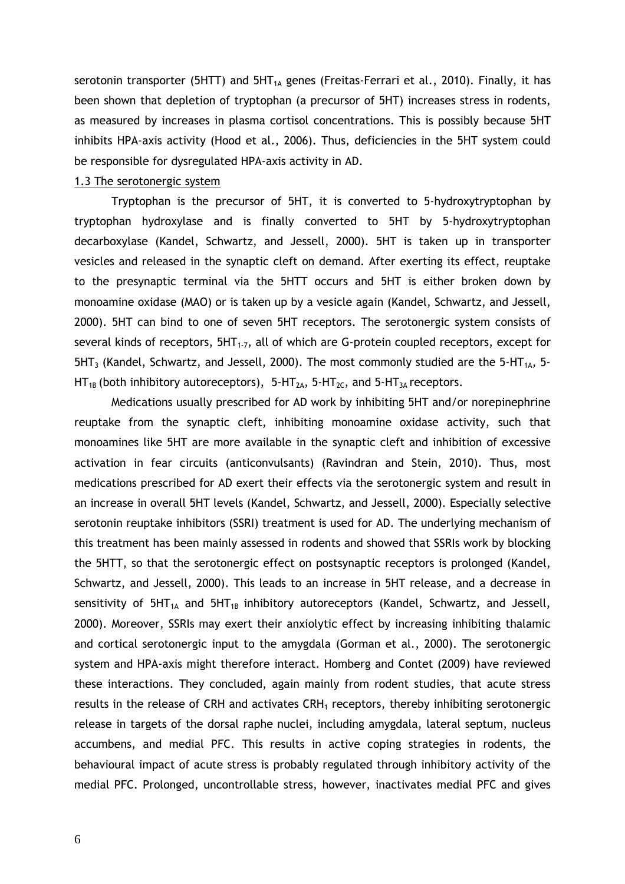serotonin transporter (5HTT) and $5HT_{1A}$ genes (Freitas-Ferrari et al., 2010). Finally, it has been shown that depletion of tryptophan (a precursor of 5HT) increases stress in rodents, as measured by increases in plasma cortisol concentrations. This is possibly because 5HT inhibits HPA-axis activity (Hood et al., 2006). Thus, deficiencies in the 5HT system could be responsible for dysregulated HPA-axis activity in AD.

## 1.3 The serotonergic system

Tryptophan is the precursor of 5HT, it is converted to 5-hydroxytryptophan by tryptophan hydroxylase and is finally converted to 5HT by 5-hydroxytryptophan decarboxylase (Kandel, Schwartz, and Jessell, 2000). 5HT is taken up in transporter vesicles and released in the synaptic cleft on demand. After exerting its effect, reuptake to the presynaptic terminal via the 5HTT occurs and 5HT is either broken down by monoamine oxidase (MAO) or is taken up by a vesicle again (Kandel, Schwartz, and Jessell, 2000). 5HT can bind to one of seven 5HT receptors. The serotonergic system consists of several kinds of receptors, $5HT_{1-7}$, all of which are G-protein coupled receptors, except for $5HT_3$ (Kandel, Schwartz, and Jessell, 2000). The most commonly studied are the 5-$HT_{1A}$, 5-$HT_{1B}$ (both inhibitory autoreceptors), 5-$HT_{2A}$, 5-$HT_{2C}$, and 5-$HT_{3A}$ receptors.

Medications usually prescribed for AD work by inhibiting 5HT and/or norepinephrine reuptake from the synaptic cleft, inhibiting monoamine oxidase activity, such that monoamines like 5HT are more available in the synaptic cleft and inhibition of excessive activation in fear circuits (anticonvulsants) (Ravindran and Stein, 2010). Thus, most medications prescribed for AD exert their effects via the serotonergic system and result in an increase in overall 5HT levels (Kandel, Schwartz, and Jessell, 2000). Especially selective serotonin reuptake inhibitors (SSRI) treatment is used for AD. The underlying mechanism of this treatment has been mainly assessed in rodents and showed that SSRIs work by blocking the 5HTT, so that the serotonergic effect on postsynaptic receptors is prolonged (Kandel, Schwartz, and Jessell, 2000). This leads to an increase in 5HT release, and a decrease in sensitivity of $5HT_{1A}$ and $5HT_{1B}$ inhibitory autoreceptors (Kandel, Schwartz, and Jessell, 2000). Moreover, SSRIs may exert their anxiolytic effect by increasing inhibiting thalamic and cortical serotonergic input to the amygdala (Gorman et al., 2000). The serotonergic system and HPA-axis might therefore interact. Homberg and Contet (2009) have reviewed these interactions. They concluded, again mainly from rodent studies, that acute stress results in the release of CRH and activates $CRH_1$ receptors, thereby inhibiting serotonergic release in targets of the dorsal raphe nuclei, including amygdala, lateral septum, nucleus accumbens, and medial PFC. This results in active coping strategies in rodents, the behavioural impact of acute stress is probably regulated through inhibitory activity of the medial PFC. Prolonged, uncontrollable stress, however, inactivates medial PFC and gives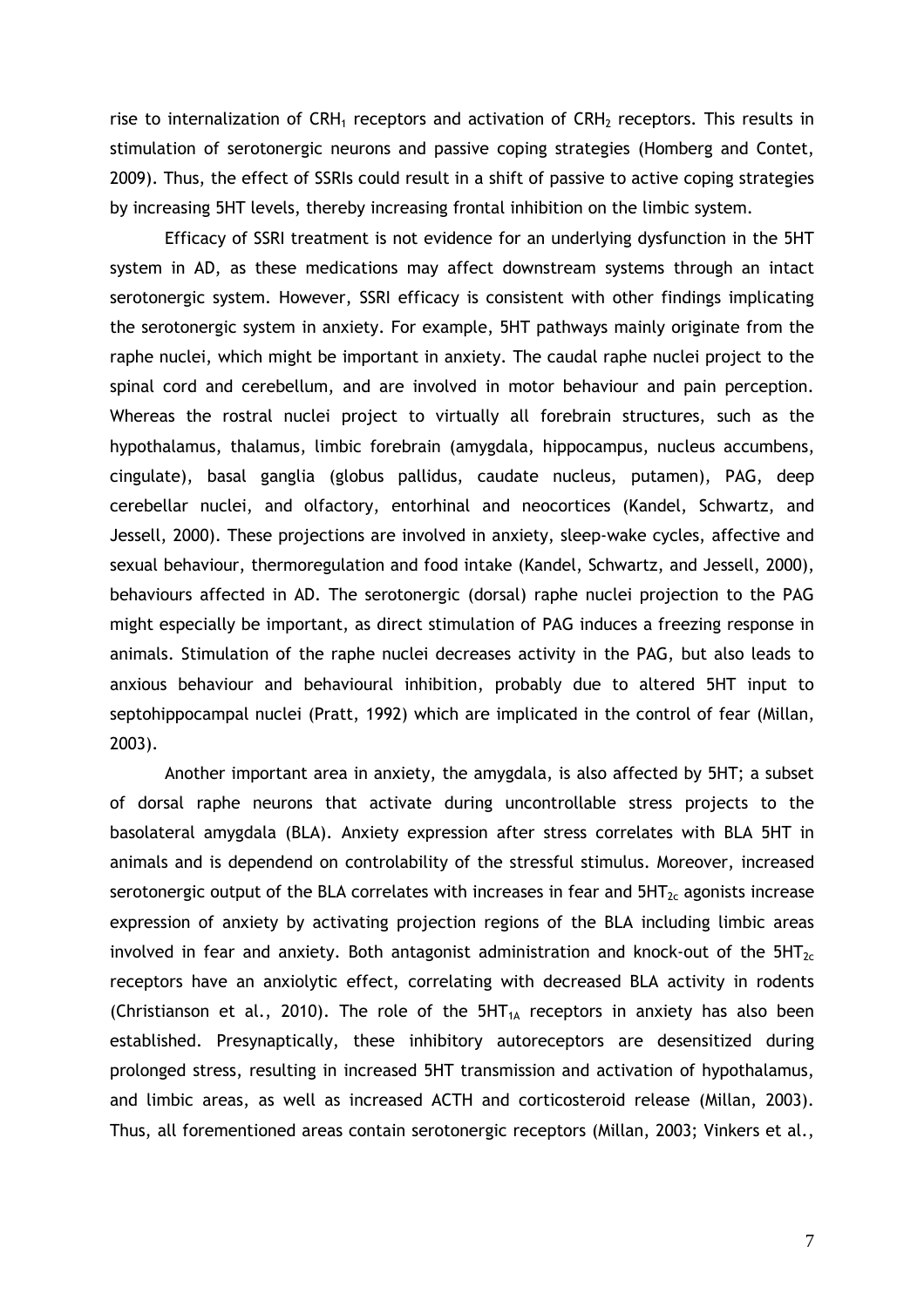rise to internalization of $CRH_1$ receptors and activation of $CRH_2$ receptors. This results in stimulation of serotonergic neurons and passive coping strategies (Homberg and Contet, 2009). Thus, the effect of SSRIs could result in a shift of passive to active coping strategies by increasing 5HT levels, thereby increasing frontal inhibition on the limbic system.

Efficacy of SSRI treatment is not evidence for an underlying dysfunction in the 5HT system in AD, as these medications may affect downstream systems through an intact serotonergic system. However, SSRI efficacy is consistent with other findings implicating the serotonergic system in anxiety. For example, 5HT pathways mainly originate from the raphe nuclei, which might be important in anxiety. The caudal raphe nuclei project to the spinal cord and cerebellum, and are involved in motor behaviour and pain perception. Whereas the rostral nuclei project to virtually all forebrain structures, such as the hypothalamus, thalamus, limbic forebrain (amygdala, hippocampus, nucleus accumbens, cingulate), basal ganglia (globus pallidus, caudate nucleus, putamen), PAG, deep cerebellar nuclei, and olfactory, entorhinal and neocortices (Kandel, Schwartz, and Jessell, 2000). These projections are involved in anxiety, sleep-wake cycles, affective and sexual behaviour, thermoregulation and food intake (Kandel, Schwartz, and Jessell, 2000), behaviours affected in AD. The serotonergic (dorsal) raphe nuclei projection to the PAG might especially be important, as direct stimulation of PAG induces a freezing response in animals. Stimulation of the raphe nuclei decreases activity in the PAG, but also leads to anxious behaviour and behavioural inhibition, probably due to altered 5HT input to septohippocampal nuclei (Pratt, 1992) which are implicated in the control of fear (Millan, 2003).

Another important area in anxiety, the amygdala, is also affected by 5HT; a subset of dorsal raphe neurons that activate during uncontrollable stress projects to the basolateral amygdala (BLA). Anxiety expression after stress correlates with BLA 5HT in animals and is dependend on controlability of the stressful stimulus. Moreover, increased serotonergic output of the BLA correlates with increases in fear and $5HT_{2c}$ agonists increase expression of anxiety by activating projection regions of the BLA including limbic areas involved in fear and anxiety. Both antagonist administration and knock-out of the $5HT_{2c}$ receptors have an anxiolytic effect, correlating with decreased BLA activity in rodents (Christianson et al., 2010). The role of the $5HT_{1A}$ receptors in anxiety has also been established. Presynaptically, these inhibitory autoreceptors are desensitized during prolonged stress, resulting in increased 5HT transmission and activation of hypothalamus, and limbic areas, as well as increased ACTH and corticosteroid release (Millan, 2003). Thus, all forementioned areas contain serotonergic receptors (Millan, 2003; Vinkers et al.,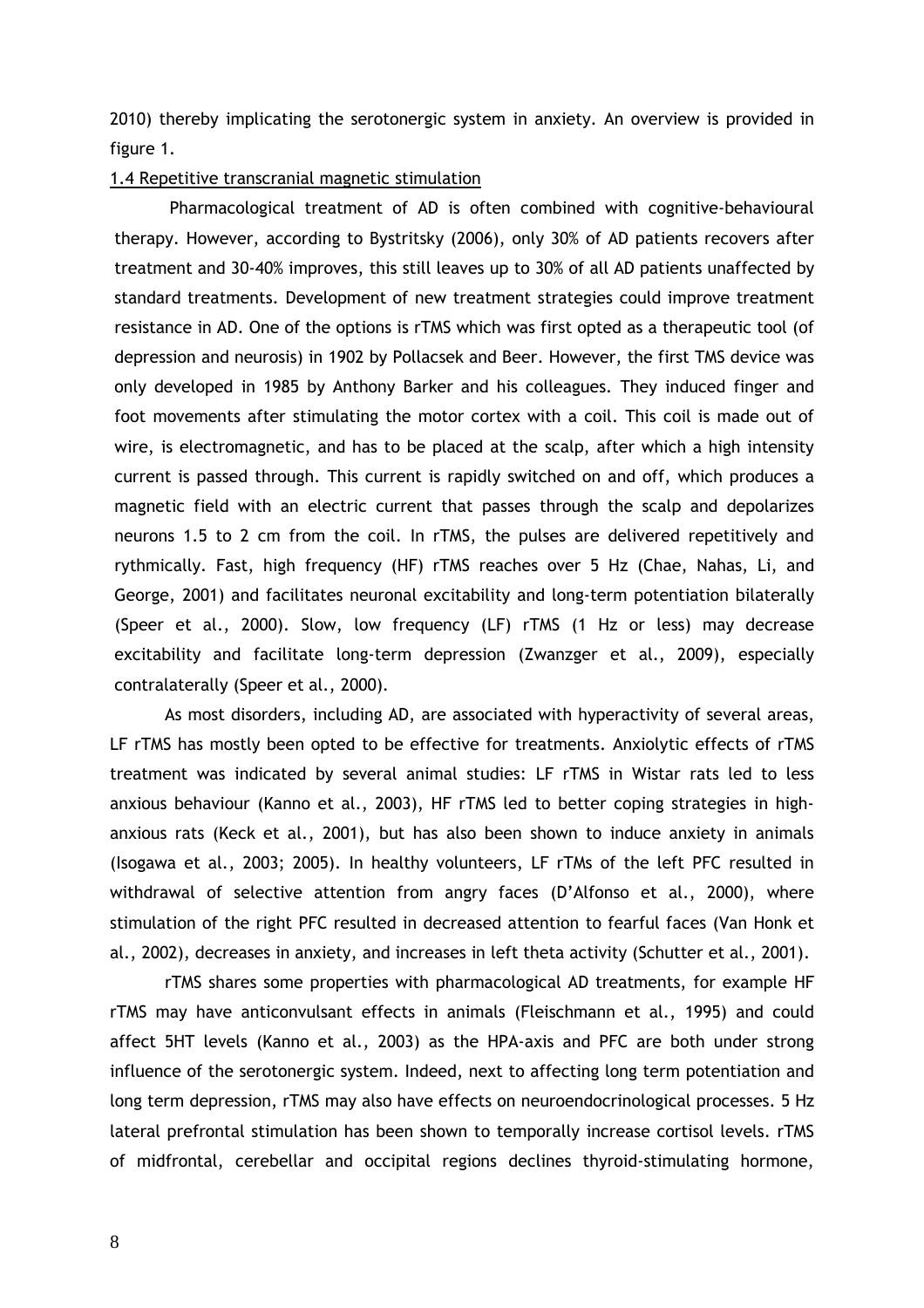2010) thereby implicating the serotonergic system in anxiety. An overview is provided in figure 1.

### 1.4 Repetitive transcranial magnetic stimulation

Pharmacological treatment of AD is often combined with cognitive-behavioural therapy. However, according to Bystritsky (2006), only 30% of AD patients recovers after treatment and 30-40% improves, this still leaves up to 30% of all AD patients unaffected by standard treatments. Development of new treatment strategies could improve treatment resistance in AD. One of the options is rTMS which was first opted as a therapeutic tool (of depression and neurosis) in 1902 by Pollacsek and Beer. However, the first TMS device was only developed in 1985 by Anthony Barker and his colleagues. They induced finger and foot movements after stimulating the motor cortex with a coil. This coil is made out of wire, is electromagnetic, and has to be placed at the scalp, after which a high intensity current is passed through. This current is rapidly switched on and off, which produces a magnetic field with an electric current that passes through the scalp and depolarizes neurons 1.5 to 2 cm from the coil. In rTMS, the pulses are delivered repetitively and rythmically. Fast, high frequency (HF) rTMS reaches over 5 Hz (Chae, Nahas, Li, and George, 2001) and facilitates neuronal excitability and long-term potentiation bilaterally (Speer et al., 2000). Slow, low frequency (LF) rTMS (1 Hz or less) may decrease excitability and facilitate long-term depression (Zwanzger et al., 2009), especially contralaterally (Speer et al., 2000).

As most disorders, including AD, are associated with hyperactivity of several areas, LF rTMS has mostly been opted to be effective for treatments. Anxiolytic effects of rTMS treatment was indicated by several animal studies: LF rTMS in Wistar rats led to less anxious behaviour (Kanno et al., 2003), HF rTMS led to better coping strategies in high-anxious rats (Keck et al., 2001), but has also been shown to induce anxiety in animals (Isogawa et al., 2003; 2005). In healthy volunteers, LF rTMs of the left PFC resulted in withdrawal of selective attention from angry faces (D'Alfonso et al., 2000), where stimulation of the right PFC resulted in decreased attention to fearful faces (Van Honk et al., 2002), decreases in anxiety, and increases in left theta activity (Schutter et al., 2001).

rTMS shares some properties with pharmacological AD treatments, for example HF rTMS may have anticonvulsant effects in animals (Fleischmann et al., 1995) and could affect 5HT levels (Kanno et al., 2003) as the HPA-axis and PFC are both under strong influence of the serotonergic system. Indeed, next to affecting long term potentiation and long term depression, rTMS may also have effects on neuroendocrinological processes. 5 Hz lateral prefrontal stimulation has been shown to temporally increase cortisol levels. rTMS of midfrontal, cerebellar and occipital regions declines thyroid-stimulating hormone,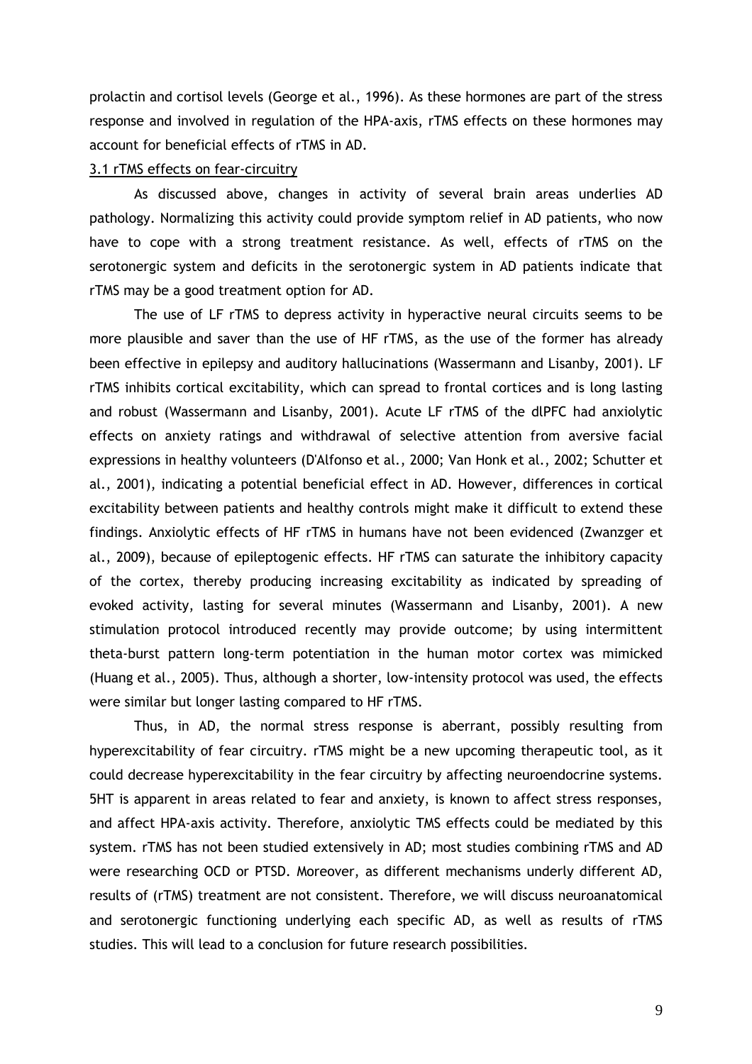prolactin and cortisol levels (George et al., 1996). As these hormones are part of the stress response and involved in regulation of the HPA-axis, rTMS effects on these hormones may account for beneficial effects of rTMS in AD.

### 3.1 rTMS effects on fear-circuitry

As discussed above, changes in activity of several brain areas underlies AD pathology. Normalizing this activity could provide symptom relief in AD patients, who now have to cope with a strong treatment resistance. As well, effects of rTMS on the serotonergic system and deficits in the serotonergic system in AD patients indicate that rTMS may be a good treatment option for AD.

The use of LF rTMS to depress activity in hyperactive neural circuits seems to be more plausible and saver than the use of HF rTMS, as the use of the former has already been effective in epilepsy and auditory hallucinations (Wassermann and Lisanby, 2001). LF rTMS inhibits cortical excitability, which can spread to frontal cortices and is long lasting and robust (Wassermann and Lisanby, 2001). Acute LF rTMS of the dlPFC had anxiolytic effects on anxiety ratings and withdrawal of selective attention from aversive facial expressions in healthy volunteers (D'Alfonso et al., 2000; Van Honk et al., 2002; Schutter et al., 2001), indicating a potential beneficial effect in AD. However, differences in cortical excitability between patients and healthy controls might make it difficult to extend these findings. Anxiolytic effects of HF rTMS in humans have not been evidenced (Zwanzger et al., 2009), because of epileptogenic effects. HF rTMS can saturate the inhibitory capacity of the cortex, thereby producing increasing excitability as indicated by spreading of evoked activity, lasting for several minutes (Wassermann and Lisanby, 2001). A new stimulation protocol introduced recently may provide outcome; by using intermittent theta-burst pattern long-term potentiation in the human motor cortex was mimicked (Huang et al., 2005). Thus, although a shorter, low-intensity protocol was used, the effects were similar but longer lasting compared to HF rTMS.

Thus, in AD, the normal stress response is aberrant, possibly resulting from hyperexcitability of fear circuitry. rTMS might be a new upcoming therapeutic tool, as it could decrease hyperexcitability in the fear circuitry by affecting neuroendocrine systems. 5HT is apparent in areas related to fear and anxiety, is known to affect stress responses, and affect HPA-axis activity. Therefore, anxiolytic TMS effects could be mediated by this system. rTMS has not been studied extensively in AD; most studies combining rTMS and AD were researching OCD or PTSD. Moreover, as different mechanisms underly different AD, results of (rTMS) treatment are not consistent. Therefore, we will discuss neuroanatomical and serotonergic functioning underlying each specific AD, as well as results of rTMS studies. This will lead to a conclusion for future research possibilities.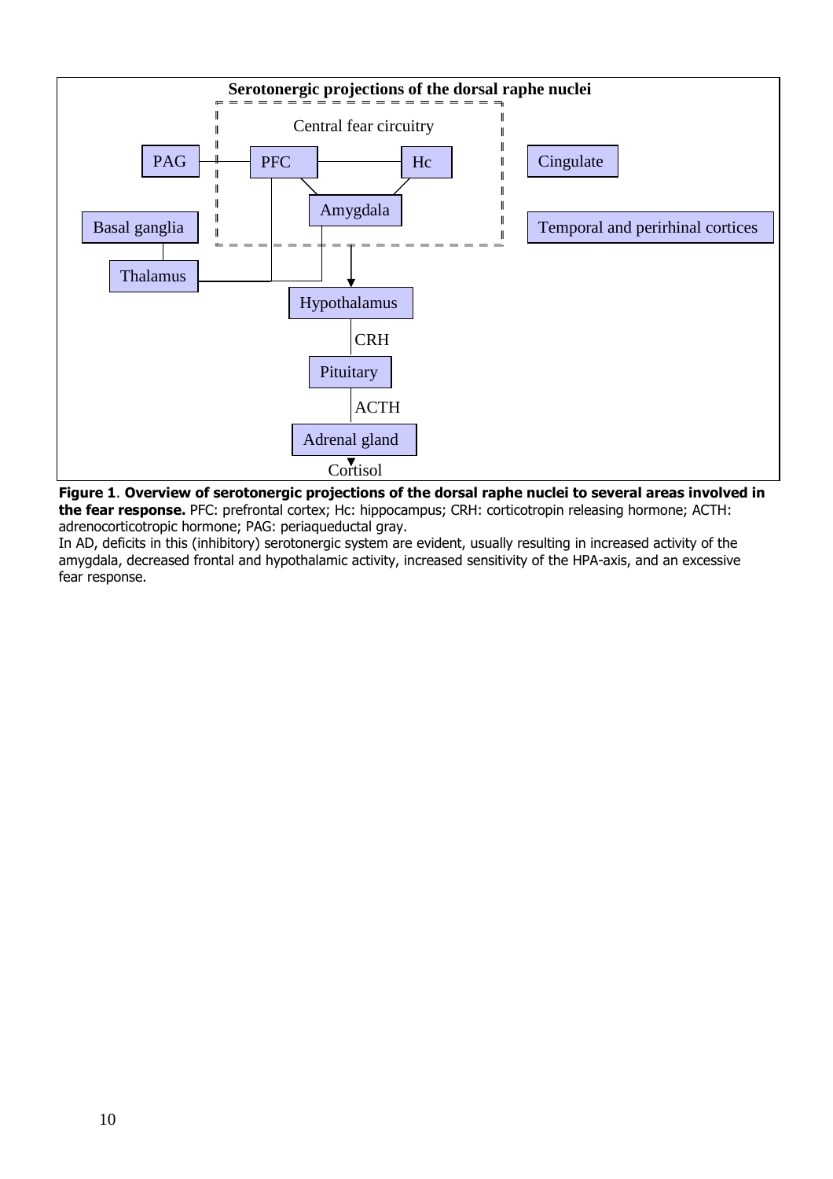**Serotonergic projections of the dorsal raphe nuclei**

Central fear circuitry

PAG — PFC — Hc — Amygdala — Cingulate — Basal ganglia — Temporal and perirhinal cortices — Thalamus — Hypothalamus — CRH — Pituitary — ACTH — Adrenal gland — Cortisol

**Figure 1**. **Overview of serotonergic projections of the dorsal raphe nuclei to several areas involved in the fear response.** PFC: prefrontal cortex; Hc: hippocampus; CRH: corticotropin releasing hormone; ACTH: adrenocorticotropic hormone; PAG: periaqueductal gray.
In AD, deficits in this (inhibitory) serotonergic system are evident, usually resulting in increased activity of the amygdala, decreased frontal and hypothalamic activity, increased sensitivity of the HPA-axis, and an excessive fear response.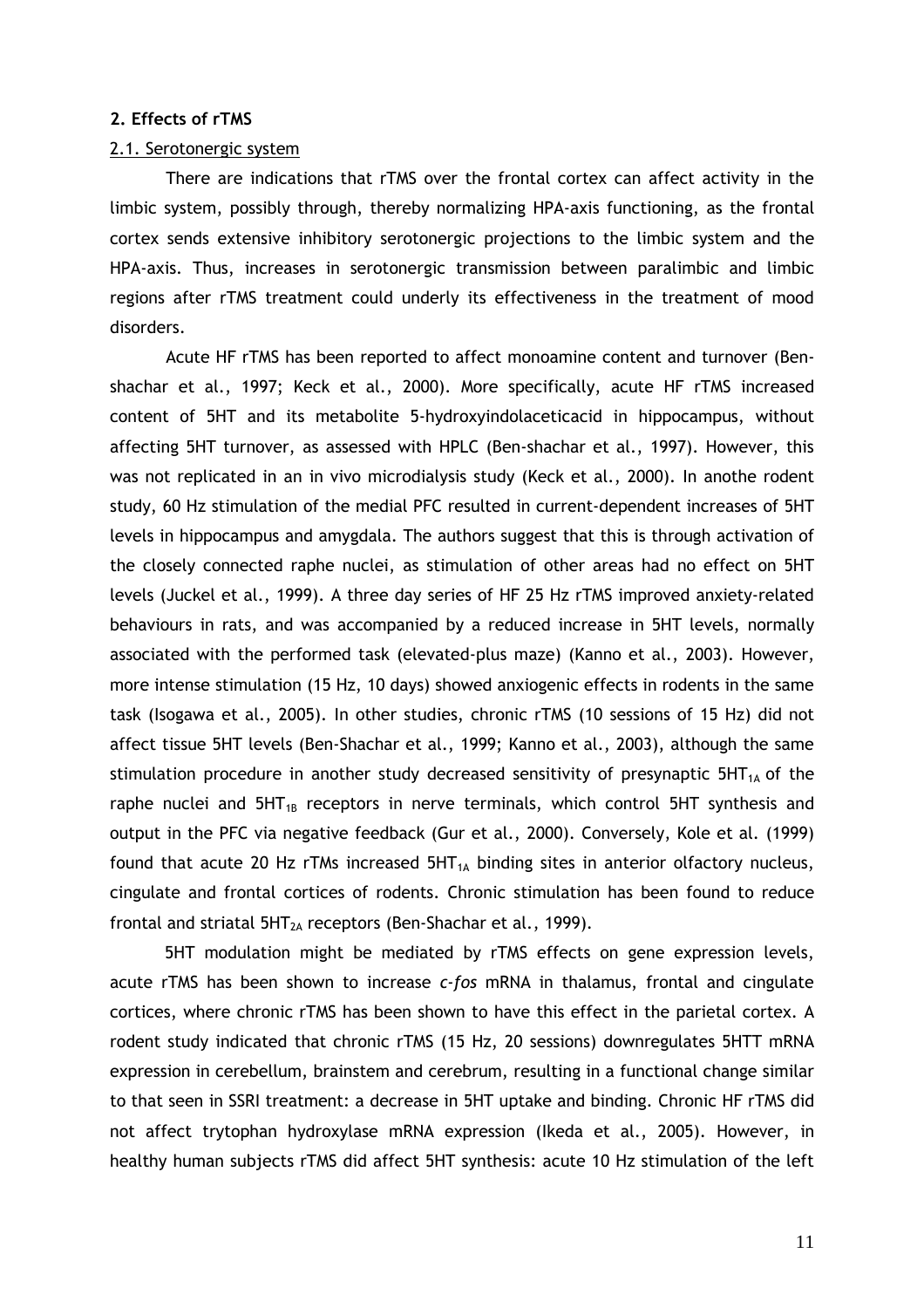## 2. Effects of rTMS

### 2.1. Serotonergic system

There are indications that rTMS over the frontal cortex can affect activity in the limbic system, possibly through, thereby normalizing HPA-axis functioning, as the frontal cortex sends extensive inhibitory serotonergic projections to the limbic system and the HPA-axis. Thus, increases in serotonergic transmission between paralimbic and limbic regions after rTMS treatment could underly its effectiveness in the treatment of mood disorders.

Acute HF rTMS has been reported to affect monoamine content and turnover (Ben-shachar et al., 1997; Keck et al., 2000). More specifically, acute HF rTMS increased content of 5HT and its metabolite 5-hydroxyindolaceticacid in hippocampus, without affecting 5HT turnover, as assessed with HPLC (Ben-shachar et al., 1997). However, this was not replicated in an in vivo microdialysis study (Keck et al., 2000). In anothe rodent study, 60 Hz stimulation of the medial PFC resulted in current-dependent increases of 5HT levels in hippocampus and amygdala. The authors suggest that this is through activation of the closely connected raphe nuclei, as stimulation of other areas had no effect on 5HT levels (Juckel et al., 1999). A three day series of HF 25 Hz rTMS improved anxiety-related behaviours in rats, and was accompanied by a reduced increase in 5HT levels, normally associated with the performed task (elevated-plus maze) (Kanno et al., 2003). However, more intense stimulation (15 Hz, 10 days) showed anxiogenic effects in rodents in the same task (Isogawa et al., 2005). In other studies, chronic rTMS (10 sessions of 15 Hz) did not affect tissue 5HT levels (Ben-Shachar et al., 1999; Kanno et al., 2003), although the same stimulation procedure in another study decreased sensitivity of presynaptic $5HT_{1A}$ of the raphe nuclei and $5HT_{1B}$ receptors in nerve terminals, which control 5HT synthesis and output in the PFC via negative feedback (Gur et al., 2000). Conversely, Kole et al. (1999) found that acute 20 Hz rTMs increased $5HT_{1A}$ binding sites in anterior olfactory nucleus, cingulate and frontal cortices of rodents. Chronic stimulation has been found to reduce frontal and striatal $5HT_{2A}$ receptors (Ben-Shachar et al., 1999).

5HT modulation might be mediated by rTMS effects on gene expression levels, acute rTMS has been shown to increase *c-fos* mRNA in thalamus, frontal and cingulate cortices, where chronic rTMS has been shown to have this effect in the parietal cortex. A rodent study indicated that chronic rTMS (15 Hz, 20 sessions) downregulates 5HTT mRNA expression in cerebellum, brainstem and cerebrum, resulting in a functional change similar to that seen in SSRI treatment: a decrease in 5HT uptake and binding. Chronic HF rTMS did not affect trytophan hydroxylase mRNA expression (Ikeda et al., 2005). However, in healthy human subjects rTMS did affect 5HT synthesis: acute 10 Hz stimulation of the left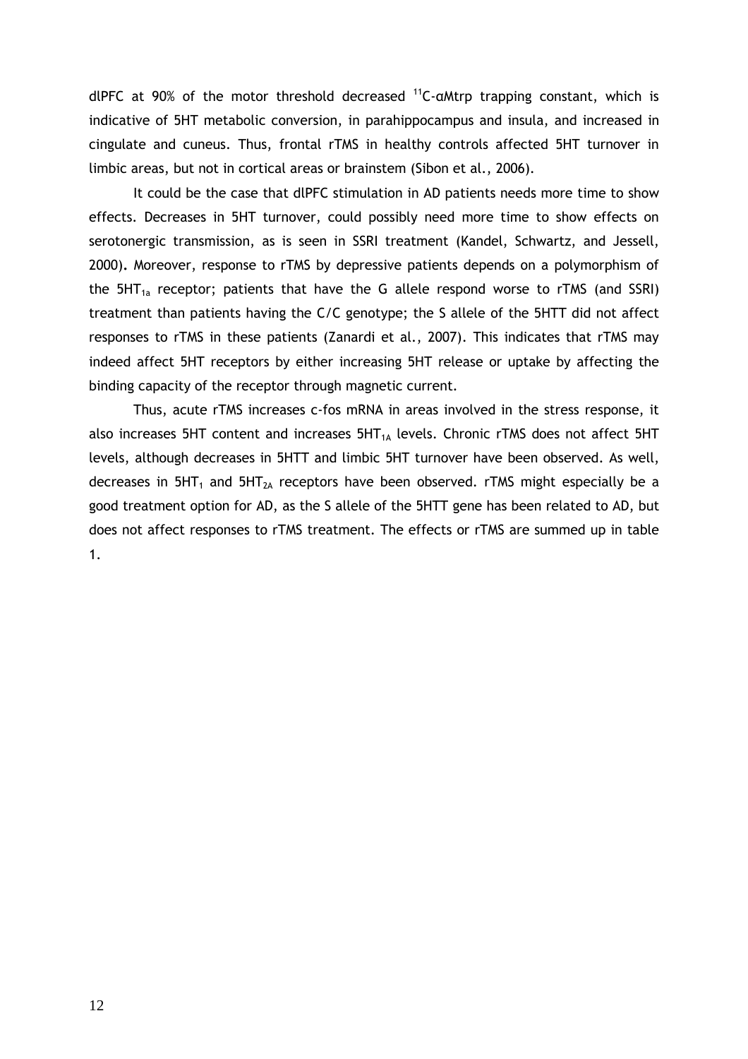dlPFC at 90% of the motor threshold decreased $^{11}C$-αMtrp trapping constant, which is indicative of 5HT metabolic conversion, in parahippocampus and insula, and increased in cingulate and cuneus. Thus, frontal rTMS in healthy controls affected 5HT turnover in limbic areas, but not in cortical areas or brainstem (Sibon et al., 2006).

It could be the case that dlPFC stimulation in AD patients needs more time to show effects. Decreases in 5HT turnover, could possibly need more time to show effects on serotonergic transmission, as is seen in SSRI treatment (Kandel, Schwartz, and Jessell, 2000). Moreover, response to rTMS by depressive patients depends on a polymorphism of the $5HT_{1a}$ receptor; patients that have the G allele respond worse to rTMS (and SSRI) treatment than patients having the C/C genotype; the S allele of the 5HTT did not affect responses to rTMS in these patients (Zanardi et al., 2007). This indicates that rTMS may indeed affect 5HT receptors by either increasing 5HT release or uptake by affecting the binding capacity of the receptor through magnetic current.

Thus, acute rTMS increases c-fos mRNA in areas involved in the stress response, it also increases 5HT content and increases $5HT_{1A}$ levels. Chronic rTMS does not affect 5HT levels, although decreases in 5HTT and limbic 5HT turnover have been observed. As well, decreases in $5HT_1$ and $5HT_{2A}$ receptors have been observed. rTMS might especially be a good treatment option for AD, as the S allele of the 5HTT gene has been related to AD, but does not affect responses to rTMS treatment. The effects or rTMS are summed up in table 1.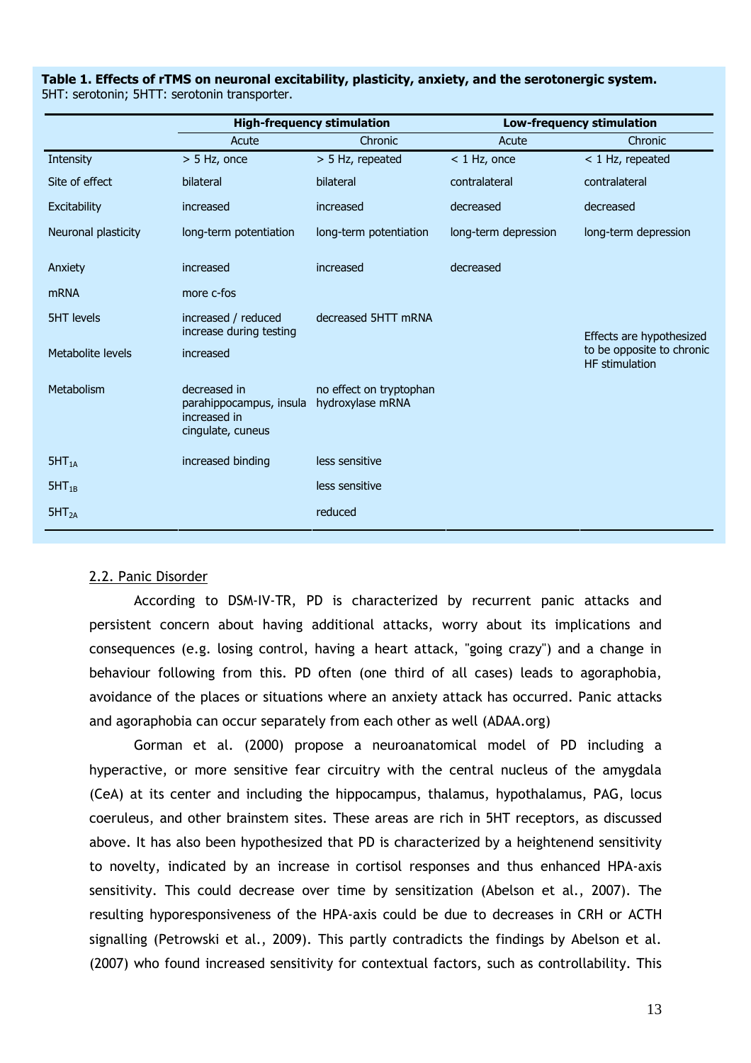**Table 1. Effects of rTMS on neuronal excitability, plasticity, anxiety, and the serotonergic system.**
5HT: serotonin; 5HTT: serotonin transporter.

| | High-frequency stimulation | | Low-frequency stimulation | |
|---|---|---|---|---|
| | Acute | Chronic | Acute | Chronic |
| Intensity | > 5 Hz, once | > 5 Hz, repeated | < 1 Hz, once | < 1 Hz, repeated |
| Site of effect | bilateral | bilateral | contralateral | contralateral |
| Excitability | increased | increased | decreased | decreased |
| Neuronal plasticity | long-term potentiation | long-term potentiation | long-term depression | long-term depression |
| Anxiety | increased | increased | decreased | |
| mRNA | more c-fos | | | |
| 5HT levels | increased / reduced increase during testing | decreased 5HTT mRNA | | Effects are hypothesized to be opposite to chronic HF stimulation |
| Metabolite levels | increased | | | |
| Metabolism | decreased in parahippocampus, insula increased in cingulate, cuneus | no effect on tryptophan hydroxylase mRNA | | |
| $5HT_{1A}$ | increased binding | less sensitive | | |
| $5HT_{1B}$ | | less sensitive | | |
| $5HT_{2A}$ | | reduced | | |

### 2.2. Panic Disorder

According to DSM-IV-TR, PD is characterized by recurrent panic attacks and persistent concern about having additional attacks, worry about its implications and consequences (e.g. losing control, having a heart attack, "going crazy") and a change in behaviour following from this. PD often (one third of all cases) leads to agoraphobia, avoidance of the places or situations where an anxiety attack has occurred. Panic attacks and agoraphobia can occur separately from each other as well (ADAA.org)

Gorman et al. (2000) propose a neuroanatomical model of PD including a hyperactive, or more sensitive fear circuitry with the central nucleus of the amygdala (CeA) at its center and including the hippocampus, thalamus, hypothalamus, PAG, locus coeruleus, and other brainstem sites. These areas are rich in 5HT receptors, as discussed above. It has also been hypothesized that PD is characterized by a heightenend sensitivity to novelty, indicated by an increase in cortisol responses and thus enhanced HPA-axis sensitivity. This could decrease over time by sensitization (Abelson et al., 2007). The resulting hyporesponsiveness of the HPA-axis could be due to decreases in CRH or ACTH signalling (Petrowski et al., 2009). This partly contradicts the findings by Abelson et al. (2007) who found increased sensitivity for contextual factors, such as controllability. This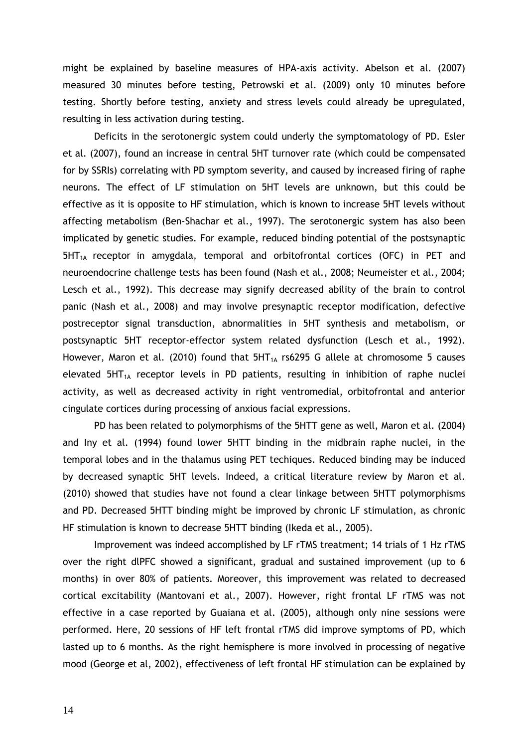might be explained by baseline measures of HPA-axis activity. Abelson et al. (2007) measured 30 minutes before testing, Petrowski et al. (2009) only 10 minutes before testing. Shortly before testing, anxiety and stress levels could already be upregulated, resulting in less activation during testing.

Deficits in the serotonergic system could underly the symptomatology of PD. Esler et al. (2007), found an increase in central 5HT turnover rate (which could be compensated for by SSRIs) correlating with PD symptom severity, and caused by increased firing of raphe neurons. The effect of LF stimulation on 5HT levels are unknown, but this could be effective as it is opposite to HF stimulation, which is known to increase 5HT levels without affecting metabolism (Ben-Shachar et al., 1997). The serotonergic system has also been implicated by genetic studies. For example, reduced binding potential of the postsynaptic $5HT_{1A}$ receptor in amygdala, temporal and orbitofrontal cortices (OFC) in PET and neuroendocrine challenge tests has been found (Nash et al., 2008; Neumeister et al., 2004; Lesch et al., 1992). This decrease may signify decreased ability of the brain to control panic (Nash et al., 2008) and may involve presynaptic receptor modification, defective postreceptor signal transduction, abnormalities in 5HT synthesis and metabolism, or postsynaptic 5HT receptor-effector system related dysfunction (Lesch et al., 1992). However, Maron et al. (2010) found that $5HT_{1A}$ rs6295 G allele at chromosome 5 causes elevated $5HT_{1A}$ receptor levels in PD patients, resulting in inhibition of raphe nuclei activity, as well as decreased activity in right ventromedial, orbitofrontal and anterior cingulate cortices during processing of anxious facial expressions.

PD has been related to polymorphisms of the 5HTT gene as well, Maron et al. (2004) and Iny et al. (1994) found lower 5HTT binding in the midbrain raphe nuclei, in the temporal lobes and in the thalamus using PET techiques. Reduced binding may be induced by decreased synaptic 5HT levels. Indeed, a critical literature review by Maron et al. (2010) showed that studies have not found a clear linkage between 5HTT polymorphisms and PD. Decreased 5HTT binding might be improved by chronic LF stimulation, as chronic HF stimulation is known to decrease 5HTT binding (Ikeda et al., 2005).

Improvement was indeed accomplished by LF rTMS treatment; 14 trials of 1 Hz rTMS over the right dlPFC showed a significant, gradual and sustained improvement (up to 6 months) in over 80% of patients. Moreover, this improvement was related to decreased cortical excitability (Mantovani et al., 2007). However, right frontal LF rTMS was not effective in a case reported by Guaiana et al. (2005), although only nine sessions were performed. Here, 20 sessions of HF left frontal rTMS did improve symptoms of PD, which lasted up to 6 months. As the right hemisphere is more involved in processing of negative mood (George et al, 2002), effectiveness of left frontal HF stimulation can be explained by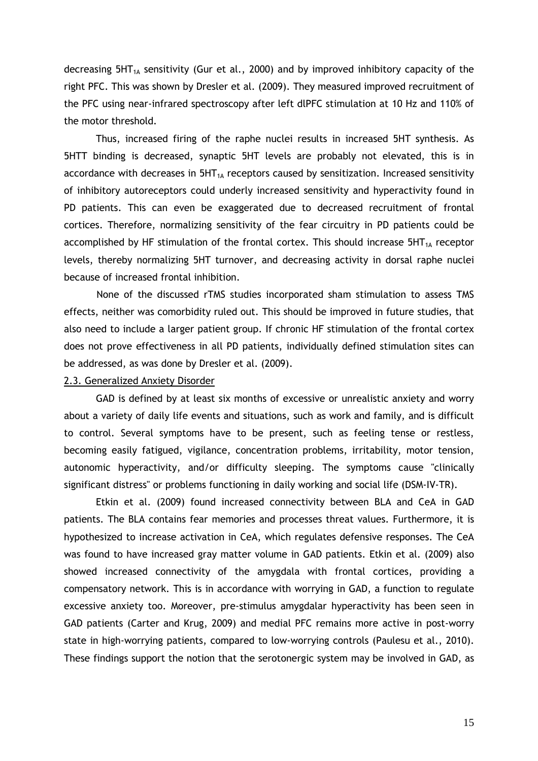decreasing $5HT_{1A}$ sensitivity (Gur et al., 2000) and by improved inhibitory capacity of the right PFC. This was shown by Dresler et al. (2009). They measured improved recruitment of the PFC using near-infrared spectroscopy after left dlPFC stimulation at 10 Hz and 110% of the motor threshold.

Thus, increased firing of the raphe nuclei results in increased 5HT synthesis. As 5HTT binding is decreased, synaptic 5HT levels are probably not elevated, this is in accordance with decreases in $5HT_{1A}$ receptors caused by sensitization. Increased sensitivity of inhibitory autoreceptors could underly increased sensitivity and hyperactivity found in PD patients. This can even be exaggerated due to decreased recruitment of frontal cortices. Therefore, normalizing sensitivity of the fear circuitry in PD patients could be accomplished by HF stimulation of the frontal cortex. This should increase $5HT_{1A}$ receptor levels, thereby normalizing 5HT turnover, and decreasing activity in dorsal raphe nuclei because of increased frontal inhibition.

None of the discussed rTMS studies incorporated sham stimulation to assess TMS effects, neither was comorbidity ruled out. This should be improved in future studies, that also need to include a larger patient group. If chronic HF stimulation of the frontal cortex does not prove effectiveness in all PD patients, individually defined stimulation sites can be addressed, as was done by Dresler et al. (2009).

### 2.3. Generalized Anxiety Disorder

GAD is defined by at least six months of excessive or unrealistic anxiety and worry about a variety of daily life events and situations, such as work and family, and is difficult to control. Several symptoms have to be present, such as feeling tense or restless, becoming easily fatigued, vigilance, concentration problems, irritability, motor tension, autonomic hyperactivity, and/or difficulty sleeping. The symptoms cause "clinically significant distress" or problems functioning in daily working and social life (DSM-IV-TR).

Etkin et al. (2009) found increased connectivity between BLA and CeA in GAD patients. The BLA contains fear memories and processes threat values. Furthermore, it is hypothesized to increase activation in CeA, which regulates defensive responses. The CeA was found to have increased gray matter volume in GAD patients. Etkin et al. (2009) also showed increased connectivity of the amygdala with frontal cortices, providing a compensatory network. This is in accordance with worrying in GAD, a function to regulate excessive anxiety too. Moreover, pre-stimulus amygdalar hyperactivity has been seen in GAD patients (Carter and Krug, 2009) and medial PFC remains more active in post-worry state in high-worrying patients, compared to low-worrying controls (Paulesu et al., 2010). These findings support the notion that the serotonergic system may be involved in GAD, as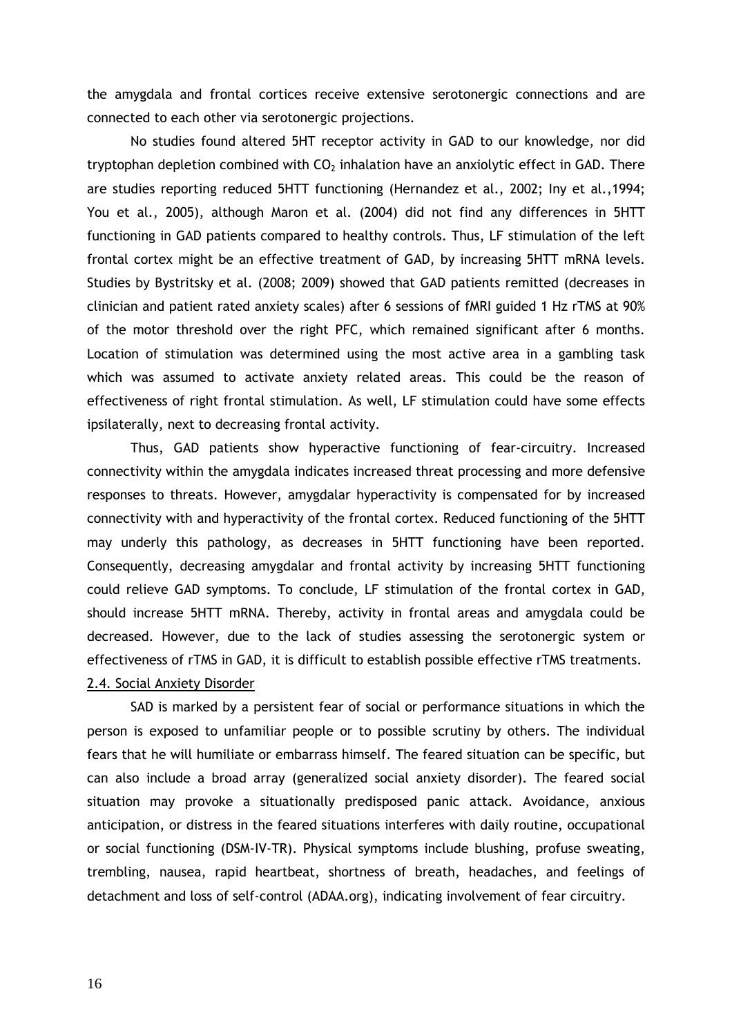the amygdala and frontal cortices receive extensive serotonergic connections and are connected to each other via serotonergic projections.

No studies found altered 5HT receptor activity in GAD to our knowledge, nor did tryptophan depletion combined with $CO_2$ inhalation have an anxiolytic effect in GAD. There are studies reporting reduced 5HTT functioning (Hernandez et al., 2002; Iny et al.,1994; You et al., 2005), although Maron et al. (2004) did not find any differences in 5HTT functioning in GAD patients compared to healthy controls. Thus, LF stimulation of the left frontal cortex might be an effective treatment of GAD, by increasing 5HTT mRNA levels. Studies by Bystritsky et al. (2008; 2009) showed that GAD patients remitted (decreases in clinician and patient rated anxiety scales) after 6 sessions of fMRI guided 1 Hz rTMS at 90% of the motor threshold over the right PFC, which remained significant after 6 months. Location of stimulation was determined using the most active area in a gambling task which was assumed to activate anxiety related areas. This could be the reason of effectiveness of right frontal stimulation. As well, LF stimulation could have some effects ipsilaterally, next to decreasing frontal activity.

Thus, GAD patients show hyperactive functioning of fear-circuitry. Increased connectivity within the amygdala indicates increased threat processing and more defensive responses to threats. However, amygdalar hyperactivity is compensated for by increased connectivity with and hyperactivity of the frontal cortex. Reduced functioning of the 5HTT may underly this pathology, as decreases in 5HTT functioning have been reported. Consequently, decreasing amygdalar and frontal activity by increasing 5HTT functioning could relieve GAD symptoms. To conclude, LF stimulation of the frontal cortex in GAD, should increase 5HTT mRNA. Thereby, activity in frontal areas and amygdala could be decreased. However, due to the lack of studies assessing the serotonergic system or effectiveness of rTMS in GAD, it is difficult to establish possible effective rTMS treatments.

### 2.4. Social Anxiety Disorder

SAD is marked by a persistent fear of social or performance situations in which the person is exposed to unfamiliar people or to possible scrutiny by others. The individual fears that he will humiliate or embarrass himself. The feared situation can be specific, but can also include a broad array (generalized social anxiety disorder). The feared social situation may provoke a situationally predisposed panic attack. Avoidance, anxious anticipation, or distress in the feared situations interferes with daily routine, occupational or social functioning (DSM-IV-TR). Physical symptoms include blushing, profuse sweating, trembling, nausea, rapid heartbeat, shortness of breath, headaches, and feelings of detachment and loss of self-control (ADAA.org), indicating involvement of fear circuitry.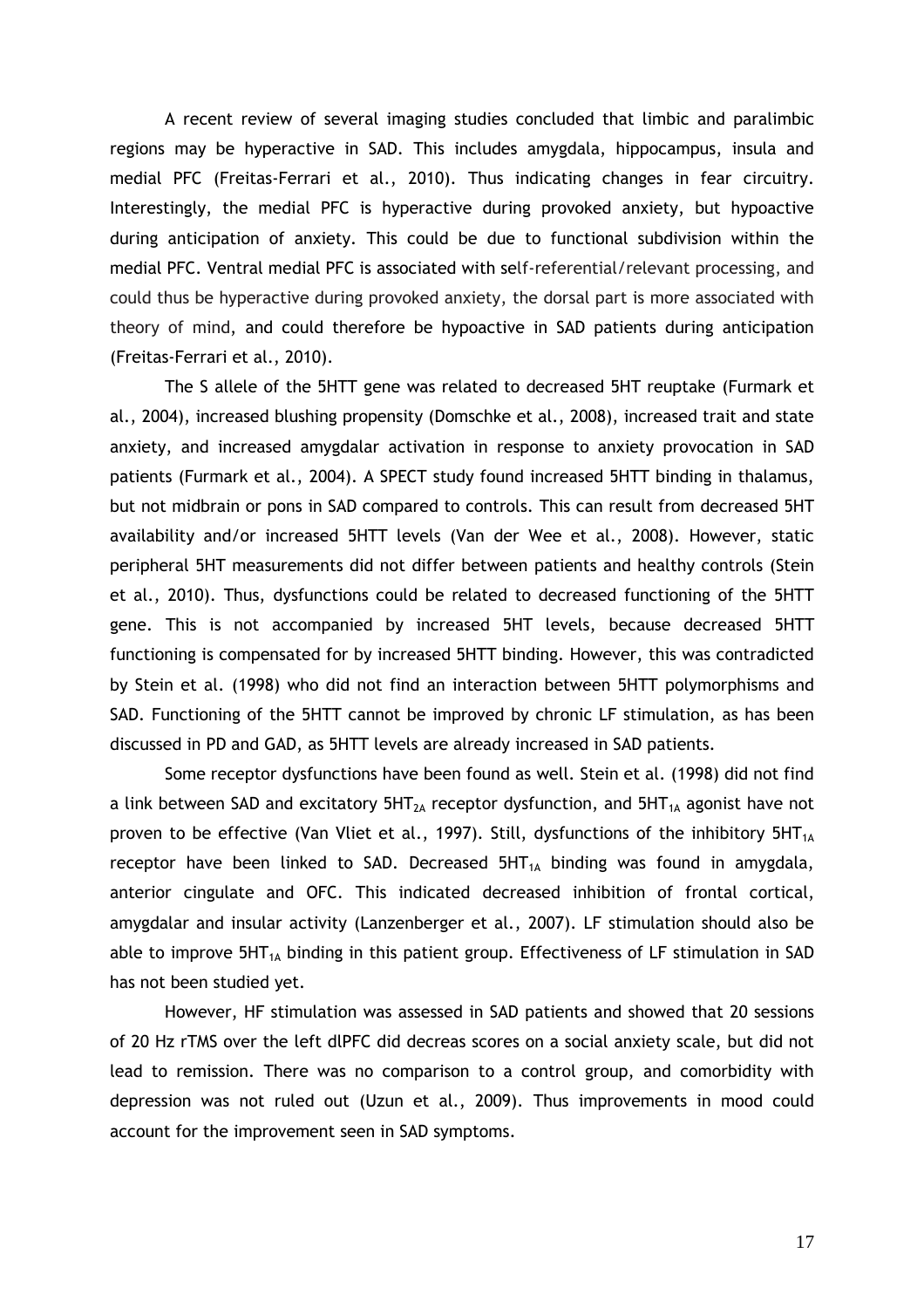A recent review of several imaging studies concluded that limbic and paralimbic regions may be hyperactive in SAD. This includes amygdala, hippocampus, insula and medial PFC (Freitas-Ferrari et al., 2010). Thus indicating changes in fear circuitry. Interestingly, the medial PFC is hyperactive during provoked anxiety, but hypoactive during anticipation of anxiety. This could be due to functional subdivision within the medial PFC. Ventral medial PFC is associated with self-referential/relevant processing, and could thus be hyperactive during provoked anxiety, the dorsal part is more associated with theory of mind, and could therefore be hypoactive in SAD patients during anticipation (Freitas-Ferrari et al., 2010).

The S allele of the 5HTT gene was related to decreased 5HT reuptake (Furmark et al., 2004), increased blushing propensity (Domschke et al., 2008), increased trait and state anxiety, and increased amygdalar activation in response to anxiety provocation in SAD patients (Furmark et al., 2004). A SPECT study found increased 5HTT binding in thalamus, but not midbrain or pons in SAD compared to controls. This can result from decreased 5HT availability and/or increased 5HTT levels (Van der Wee et al., 2008). However, static peripheral 5HT measurements did not differ between patients and healthy controls (Stein et al., 2010). Thus, dysfunctions could be related to decreased functioning of the 5HTT gene. This is not accompanied by increased 5HT levels, because decreased 5HTT functioning is compensated for by increased 5HTT binding. However, this was contradicted by Stein et al. (1998) who did not find an interaction between 5HTT polymorphisms and SAD. Functioning of the 5HTT cannot be improved by chronic LF stimulation, as has been discussed in PD and GAD, as 5HTT levels are already increased in SAD patients.

Some receptor dysfunctions have been found as well. Stein et al. (1998) did not find a link between SAD and excitatory $5HT_{2A}$ receptor dysfunction, and $5HT_{1A}$ agonist have not proven to be effective (Van Vliet et al., 1997). Still, dysfunctions of the inhibitory $5HT_{1A}$ receptor have been linked to SAD. Decreased $5HT_{1A}$ binding was found in amygdala, anterior cingulate and OFC. This indicated decreased inhibition of frontal cortical, amygdalar and insular activity (Lanzenberger et al., 2007). LF stimulation should also be able to improve $5HT_{1A}$ binding in this patient group. Effectiveness of LF stimulation in SAD has not been studied yet.

However, HF stimulation was assessed in SAD patients and showed that 20 sessions of 20 Hz rTMS over the left dlPFC did decreas scores on a social anxiety scale, but did not lead to remission. There was no comparison to a control group, and comorbidity with depression was not ruled out (Uzun et al., 2009). Thus improvements in mood could account for the improvement seen in SAD symptoms.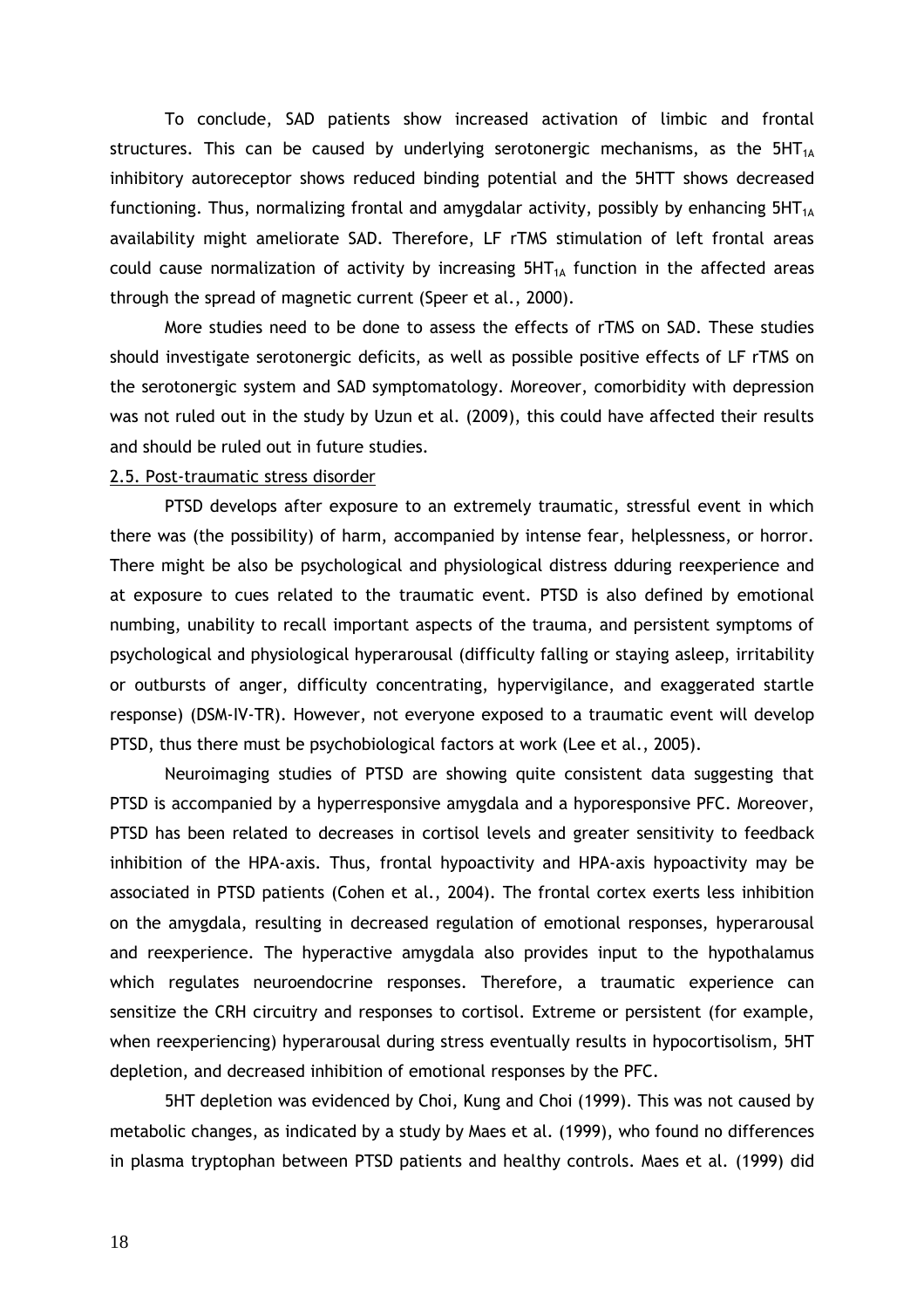To conclude, SAD patients show increased activation of limbic and frontal structures. This can be caused by underlying serotonergic mechanisms, as the $5HT_{1A}$ inhibitory autoreceptor shows reduced binding potential and the 5HTT shows decreased functioning. Thus, normalizing frontal and amygdalar activity, possibly by enhancing $5HT_{1A}$ availability might ameliorate SAD. Therefore, LF rTMS stimulation of left frontal areas could cause normalization of activity by increasing $5HT_{1A}$ function in the affected areas through the spread of magnetic current (Speer et al., 2000).

More studies need to be done to assess the effects of rTMS on SAD. These studies should investigate serotonergic deficits, as well as possible positive effects of LF rTMS on the serotonergic system and SAD symptomatology. Moreover, comorbidity with depression was not ruled out in the study by Uzun et al. (2009), this could have affected their results and should be ruled out in future studies.

### 2.5. Post-traumatic stress disorder

PTSD develops after exposure to an extremely traumatic, stressful event in which there was (the possibility) of harm, accompanied by intense fear, helplessness, or horror. There might be also be psychological and physiological distress dduring reexperience and at exposure to cues related to the traumatic event. PTSD is also defined by emotional numbing, unability to recall important aspects of the trauma, and persistent symptoms of psychological and physiological hyperarousal (difficulty falling or staying asleep, irritability or outbursts of anger, difficulty concentrating, hypervigilance, and exaggerated startle response) (DSM-IV-TR). However, not everyone exposed to a traumatic event will develop PTSD, thus there must be psychobiological factors at work (Lee et al., 2005).

Neuroimaging studies of PTSD are showing quite consistent data suggesting that PTSD is accompanied by a hyperresponsive amygdala and a hyporesponsive PFC. Moreover, PTSD has been related to decreases in cortisol levels and greater sensitivity to feedback inhibition of the HPA-axis. Thus, frontal hypoactivity and HPA-axis hypoactivity may be associated in PTSD patients (Cohen et al., 2004). The frontal cortex exerts less inhibition on the amygdala, resulting in decreased regulation of emotional responses, hyperarousal and reexperience. The hyperactive amygdala also provides input to the hypothalamus which regulates neuroendocrine responses. Therefore, a traumatic experience can sensitize the CRH circuitry and responses to cortisol. Extreme or persistent (for example, when reexperiencing) hyperarousal during stress eventually results in hypocortisolism, 5HT depletion, and decreased inhibition of emotional responses by the PFC.

5HT depletion was evidenced by Choi, Kung and Choi (1999). This was not caused by metabolic changes, as indicated by a study by Maes et al. (1999), who found no differences in plasma tryptophan between PTSD patients and healthy controls. Maes et al. (1999) did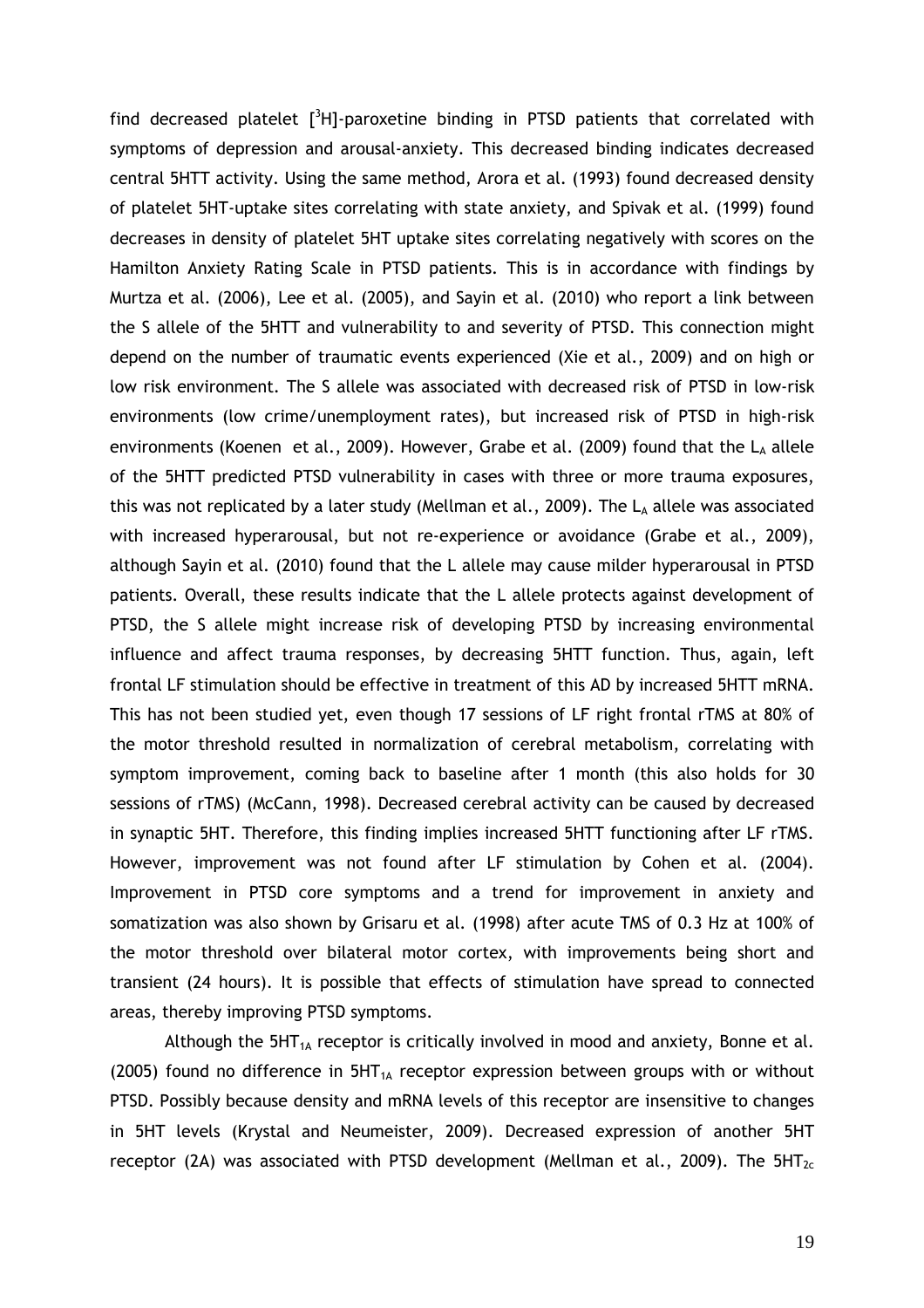find decreased platelet [$^3$H]-paroxetine binding in PTSD patients that correlated with symptoms of depression and arousal-anxiety. This decreased binding indicates decreased central 5HTT activity. Using the same method, Arora et al. (1993) found decreased density of platelet 5HT-uptake sites correlating with state anxiety, and Spivak et al. (1999) found decreases in density of platelet 5HT uptake sites correlating negatively with scores on the Hamilton Anxiety Rating Scale in PTSD patients. This is in accordance with findings by Murtza et al. (2006), Lee et al. (2005), and Sayin et al. (2010) who report a link between the S allele of the 5HTT and vulnerability to and severity of PTSD. This connection might depend on the number of traumatic events experienced (Xie et al., 2009) and on high or low risk environment. The S allele was associated with decreased risk of PTSD in low-risk environments (low crime/unemployment rates), but increased risk of PTSD in high-risk environments (Koenen et al., 2009). However, Grabe et al. (2009) found that the $L_A$ allele of the 5HTT predicted PTSD vulnerability in cases with three or more trauma exposures, this was not replicated by a later study (Mellman et al., 2009). The $L_A$ allele was associated with increased hyperarousal, but not re-experience or avoidance (Grabe et al., 2009), although Sayin et al. (2010) found that the L allele may cause milder hyperarousal in PTSD patients. Overall, these results indicate that the L allele protects against development of PTSD, the S allele might increase risk of developing PTSD by increasing environmental influence and affect trauma responses, by decreasing 5HTT function. Thus, again, left frontal LF stimulation should be effective in treatment of this AD by increased 5HTT mRNA. This has not been studied yet, even though 17 sessions of LF right frontal rTMS at 80% of the motor threshold resulted in normalization of cerebral metabolism, correlating with symptom improvement, coming back to baseline after 1 month (this also holds for 30 sessions of rTMS) (McCann, 1998). Decreased cerebral activity can be caused by decreased in synaptic 5HT. Therefore, this finding implies increased 5HTT functioning after LF rTMS. However, improvement was not found after LF stimulation by Cohen et al. (2004). Improvement in PTSD core symptoms and a trend for improvement in anxiety and somatization was also shown by Grisaru et al. (1998) after acute TMS of 0.3 Hz at 100% of the motor threshold over bilateral motor cortex, with improvements being short and transient (24 hours). It is possible that effects of stimulation have spread to connected areas, thereby improving PTSD symptoms.

Although the $5HT_{1A}$ receptor is critically involved in mood and anxiety, Bonne et al. (2005) found no difference in $5HT_{1A}$ receptor expression between groups with or without PTSD. Possibly because density and mRNA levels of this receptor are insensitive to changes in 5HT levels (Krystal and Neumeister, 2009). Decreased expression of another 5HT receptor (2A) was associated with PTSD development (Mellman et al., 2009). The $5HT_{2c}$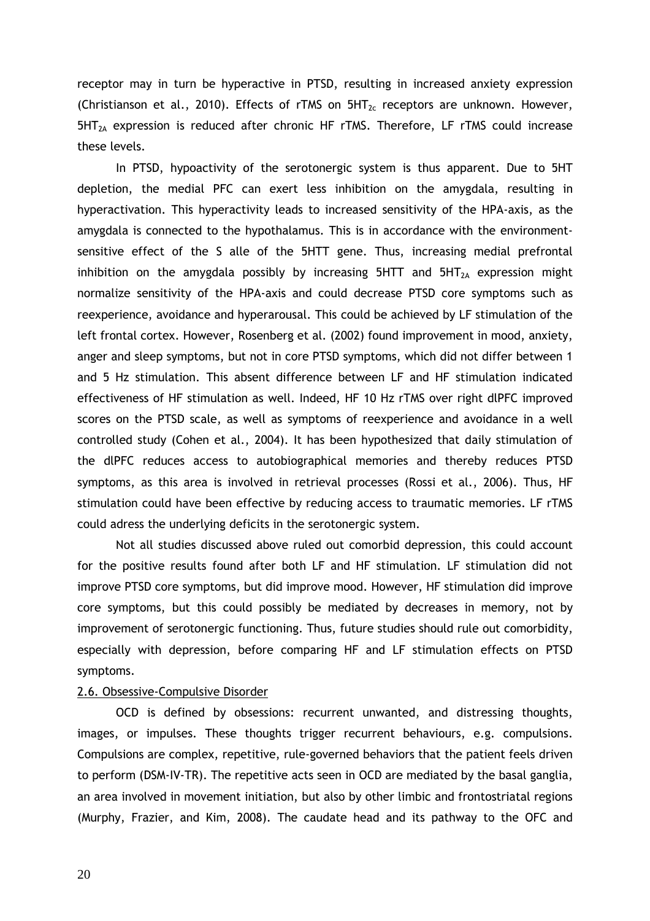receptor may in turn be hyperactive in PTSD, resulting in increased anxiety expression (Christianson et al., 2010). Effects of rTMS on $5HT_{2c}$ receptors are unknown. However, $5HT_{2A}$ expression is reduced after chronic HF rTMS. Therefore, LF rTMS could increase these levels.

In PTSD, hypoactivity of the serotonergic system is thus apparent. Due to 5HT depletion, the medial PFC can exert less inhibition on the amygdala, resulting in hyperactivation. This hyperactivity leads to increased sensitivity of the HPA-axis, as the amygdala is connected to the hypothalamus. This is in accordance with the environment-sensitive effect of the S alle of the 5HTT gene. Thus, increasing medial prefrontal inhibition on the amygdala possibly by increasing 5HTT and $5HT_{2A}$ expression might normalize sensitivity of the HPA-axis and could decrease PTSD core symptoms such as reexperience, avoidance and hyperarousal. This could be achieved by LF stimulation of the left frontal cortex. However, Rosenberg et al. (2002) found improvement in mood, anxiety, anger and sleep symptoms, but not in core PTSD symptoms, which did not differ between 1 and 5 Hz stimulation. This absent difference between LF and HF stimulation indicated effectiveness of HF stimulation as well. Indeed, HF 10 Hz rTMS over right dlPFC improved scores on the PTSD scale, as well as symptoms of reexperience and avoidance in a well controlled study (Cohen et al., 2004). It has been hypothesized that daily stimulation of the dlPFC reduces access to autobiographical memories and thereby reduces PTSD symptoms, as this area is involved in retrieval processes (Rossi et al., 2006). Thus, HF stimulation could have been effective by reducing access to traumatic memories. LF rTMS could adress the underlying deficits in the serotonergic system.

Not all studies discussed above ruled out comorbid depression, this could account for the positive results found after both LF and HF stimulation. LF stimulation did not improve PTSD core symptoms, but did improve mood. However, HF stimulation did improve core symptoms, but this could possibly be mediated by decreases in memory, not by improvement of serotonergic functioning. Thus, future studies should rule out comorbidity, especially with depression, before comparing HF and LF stimulation effects on PTSD symptoms.

## 2.6. Obsessive-Compulsive Disorder

OCD is defined by obsessions: recurrent unwanted, and distressing thoughts, images, or impulses. These thoughts trigger recurrent behaviours, e.g. compulsions. Compulsions are complex, repetitive, rule-governed behaviors that the patient feels driven to perform (DSM-IV-TR). The repetitive acts seen in OCD are mediated by the basal ganglia, an area involved in movement initiation, but also by other limbic and frontostriatal regions (Murphy, Frazier, and Kim, 2008). The caudate head and its pathway to the OFC and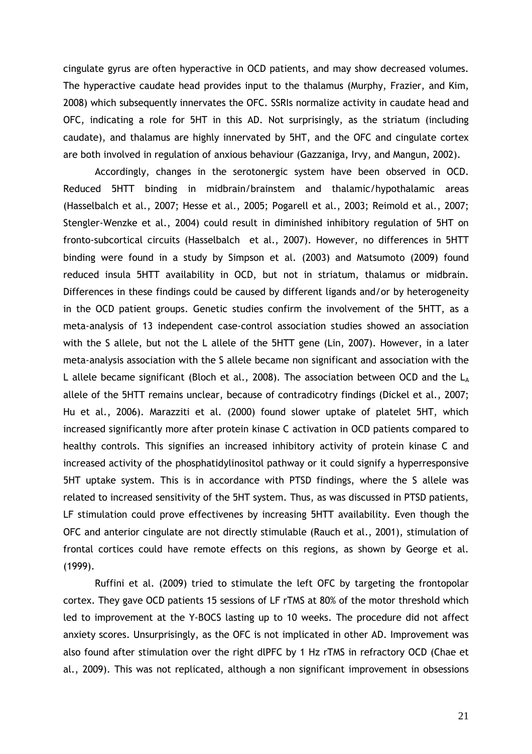cingulate gyrus are often hyperactive in OCD patients, and may show decreased volumes. The hyperactive caudate head provides input to the thalamus (Murphy, Frazier, and Kim, 2008) which subsequently innervates the OFC. SSRIs normalize activity in caudate head and OFC, indicating a role for 5HT in this AD. Not surprisingly, as the striatum (including caudate), and thalamus are highly innervated by 5HT, and the OFC and cingulate cortex are both involved in regulation of anxious behaviour (Gazzaniga, Irvy, and Mangun, 2002).

Accordingly, changes in the serotonergic system have been observed in OCD. Reduced 5HTT binding in midbrain/brainstem and thalamic/hypothalamic areas (Hasselbalch et al., 2007; Hesse et al., 2005; Pogarell et al., 2003; Reimold et al., 2007; Stengler-Wenzke et al., 2004) could result in diminished inhibitory regulation of 5HT on fronto-subcortical circuits (Hasselbalch et al., 2007). However, no differences in 5HTT binding were found in a study by Simpson et al. (2003) and Matsumoto (2009) found reduced insula 5HTT availability in OCD, but not in striatum, thalamus or midbrain. Differences in these findings could be caused by different ligands and/or by heterogeneity in the OCD patient groups. Genetic studies confirm the involvement of the 5HTT, as a meta-analysis of 13 independent case-control association studies showed an association with the S allele, but not the L allele of the 5HTT gene (Lin, 2007). However, in a later meta-analysis association with the S allele became non significant and association with the L allele became significant (Bloch et al., 2008). The association between OCD and the $L_A$ allele of the 5HTT remains unclear, because of contradicotry findings (Dickel et al., 2007; Hu et al., 2006). Marazziti et al. (2000) found slower uptake of platelet 5HT, which increased significantly more after protein kinase C activation in OCD patients compared to healthy controls. This signifies an increased inhibitory activity of protein kinase C and increased activity of the phosphatidylinositol pathway or it could signify a hyperresponsive 5HT uptake system. This is in accordance with PTSD findings, where the S allele was related to increased sensitivity of the 5HT system. Thus, as was discussed in PTSD patients, LF stimulation could prove effectivenes by increasing 5HTT availability. Even though the OFC and anterior cingulate are not directly stimulable (Rauch et al., 2001), stimulation of frontal cortices could have remote effects on this regions, as shown by George et al. (1999).

Ruffini et al. (2009) tried to stimulate the left OFC by targeting the frontopolar cortex. They gave OCD patients 15 sessions of LF rTMS at 80% of the motor threshold which led to improvement at the Y-BOCS lasting up to 10 weeks. The procedure did not affect anxiety scores. Unsurprisingly, as the OFC is not implicated in other AD. Improvement was also found after stimulation over the right dlPFC by 1 Hz rTMS in refractory OCD (Chae et al., 2009). This was not replicated, although a non significant improvement in obsessions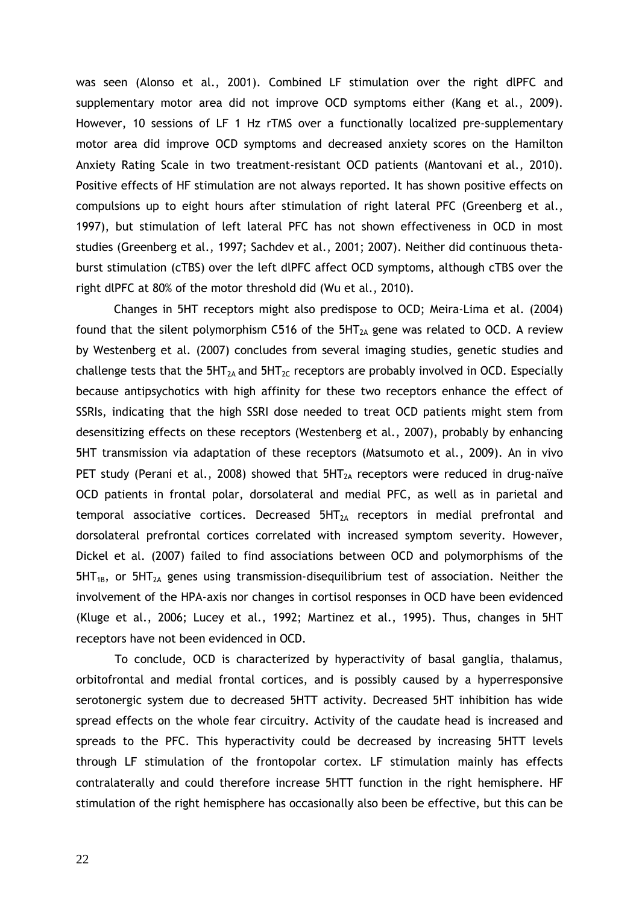was seen (Alonso et al., 2001). Combined LF stimulation over the right dlPFC and supplementary motor area did not improve OCD symptoms either (Kang et al., 2009). However, 10 sessions of LF 1 Hz rTMS over a functionally localized pre-supplementary motor area did improve OCD symptoms and decreased anxiety scores on the Hamilton Anxiety Rating Scale in two treatment-resistant OCD patients (Mantovani et al., 2010). Positive effects of HF stimulation are not always reported. It has shown positive effects on compulsions up to eight hours after stimulation of right lateral PFC (Greenberg et al., 1997), but stimulation of left lateral PFC has not shown effectiveness in OCD in most studies (Greenberg et al., 1997; Sachdev et al., 2001; 2007). Neither did continuous theta-burst stimulation (cTBS) over the left dlPFC affect OCD symptoms, although cTBS over the right dlPFC at 80% of the motor threshold did (Wu et al., 2010).

Changes in 5HT receptors might also predispose to OCD; Meira-Lima et al. (2004) found that the silent polymorphism C516 of the $5HT_{2A}$ gene was related to OCD. A review by Westenberg et al. (2007) concludes from several imaging studies, genetic studies and challenge tests that the $5HT_{2A}$ and $5HT_{2C}$ receptors are probably involved in OCD. Especially because antipsychotics with high affinity for these two receptors enhance the effect of SSRIs, indicating that the high SSRI dose needed to treat OCD patients might stem from desensitizing effects on these receptors (Westenberg et al., 2007), probably by enhancing 5HT transmission via adaptation of these receptors (Matsumoto et al., 2009). An in vivo PET study (Perani et al., 2008) showed that $5HT_{2A}$ receptors were reduced in drug-naïve OCD patients in frontal polar, dorsolateral and medial PFC, as well as in parietal and temporal associative cortices. Decreased $5HT_{2A}$ receptors in medial prefrontal and dorsolateral prefrontal cortices correlated with increased symptom severity. However, Dickel et al. (2007) failed to find associations between OCD and polymorphisms of the $5HT_{1B}$, or $5HT_{2A}$ genes using transmission-disequilibrium test of association. Neither the involvement of the HPA-axis nor changes in cortisol responses in OCD have been evidenced (Kluge et al., 2006; Lucey et al., 1992; Martinez et al., 1995). Thus, changes in 5HT receptors have not been evidenced in OCD.

To conclude, OCD is characterized by hyperactivity of basal ganglia, thalamus, orbitofrontal and medial frontal cortices, and is possibly caused by a hyperresponsive serotonergic system due to decreased 5HTT activity. Decreased 5HT inhibition has wide spread effects on the whole fear circuitry. Activity of the caudate head is increased and spreads to the PFC. This hyperactivity could be decreased by increasing 5HTT levels through LF stimulation of the frontopolar cortex. LF stimulation mainly has effects contralaterally and could therefore increase 5HTT function in the right hemisphere. HF stimulation of the right hemisphere has occasionally also been be effective, but this can be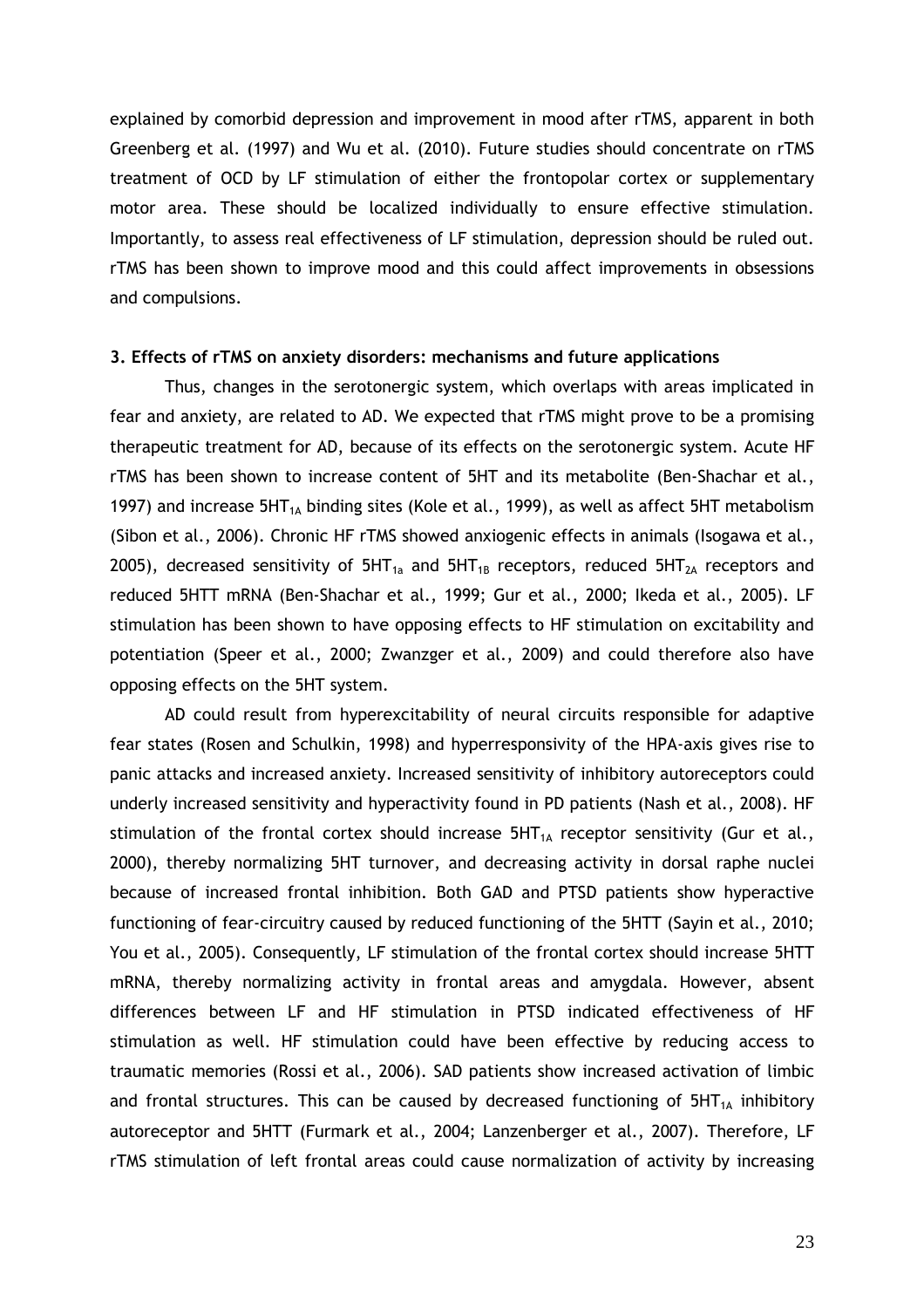explained by comorbid depression and improvement in mood after rTMS, apparent in both Greenberg et al. (1997) and Wu et al. (2010). Future studies should concentrate on rTMS treatment of OCD by LF stimulation of either the frontopolar cortex or supplementary motor area. These should be localized individually to ensure effective stimulation. Importantly, to assess real effectiveness of LF stimulation, depression should be ruled out. rTMS has been shown to improve mood and this could affect improvements in obsessions and compulsions.

### 3. Effects of rTMS on anxiety disorders: mechanisms and future applications

Thus, changes in the serotonergic system, which overlaps with areas implicated in fear and anxiety, are related to AD. We expected that rTMS might prove to be a promising therapeutic treatment for AD, because of its effects on the serotonergic system. Acute HF rTMS has been shown to increase content of 5HT and its metabolite (Ben-Shachar et al., 1997) and increase $5HT_{1A}$ binding sites (Kole et al., 1999), as well as affect 5HT metabolism (Sibon et al., 2006). Chronic HF rTMS showed anxiogenic effects in animals (Isogawa et al., 2005), decreased sensitivity of $5HT_{1a}$ and $5HT_{1B}$ receptors, reduced $5HT_{2A}$ receptors and reduced 5HTT mRNA (Ben-Shachar et al., 1999; Gur et al., 2000; Ikeda et al., 2005). LF stimulation has been shown to have opposing effects to HF stimulation on excitability and potentiation (Speer et al., 2000; Zwanzger et al., 2009) and could therefore also have opposing effects on the 5HT system.

AD could result from hyperexcitability of neural circuits responsible for adaptive fear states (Rosen and Schulkin, 1998) and hyperresponsivity of the HPA-axis gives rise to panic attacks and increased anxiety. Increased sensitivity of inhibitory autoreceptors could underly increased sensitivity and hyperactivity found in PD patients (Nash et al., 2008). HF stimulation of the frontal cortex should increase $5HT_{1A}$ receptor sensitivity (Gur et al., 2000), thereby normalizing 5HT turnover, and decreasing activity in dorsal raphe nuclei because of increased frontal inhibition. Both GAD and PTSD patients show hyperactive functioning of fear-circuitry caused by reduced functioning of the 5HTT (Sayin et al., 2010; You et al., 2005). Consequently, LF stimulation of the frontal cortex should increase 5HTT mRNA, thereby normalizing activity in frontal areas and amygdala. However, absent differences between LF and HF stimulation in PTSD indicated effectiveness of HF stimulation as well. HF stimulation could have been effective by reducing access to traumatic memories (Rossi et al., 2006). SAD patients show increased activation of limbic and frontal structures. This can be caused by decreased functioning of $5HT_{1A}$ inhibitory autoreceptor and 5HTT (Furmark et al., 2004; Lanzenberger et al., 2007). Therefore, LF rTMS stimulation of left frontal areas could cause normalization of activity by increasing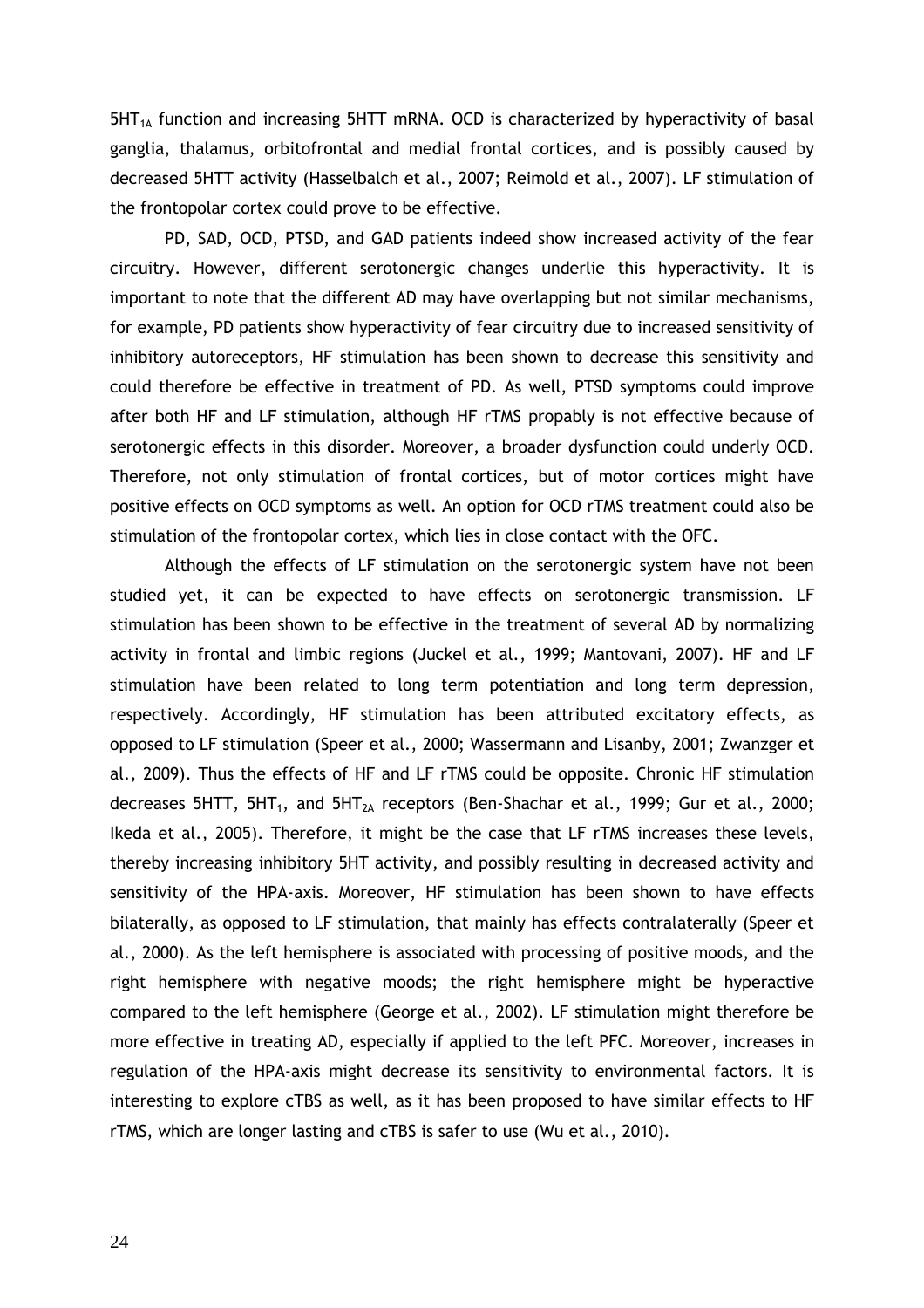$5HT_{1A}$ function and increasing 5HTT mRNA. OCD is characterized by hyperactivity of basal ganglia, thalamus, orbitofrontal and medial frontal cortices, and is possibly caused by decreased 5HTT activity (Hasselbalch et al., 2007; Reimold et al., 2007). LF stimulation of the frontopolar cortex could prove to be effective.

PD, SAD, OCD, PTSD, and GAD patients indeed show increased activity of the fear circuitry. However, different serotonergic changes underlie this hyperactivity. It is important to note that the different AD may have overlapping but not similar mechanisms, for example, PD patients show hyperactivity of fear circuitry due to increased sensitivity of inhibitory autoreceptors, HF stimulation has been shown to decrease this sensitivity and could therefore be effective in treatment of PD. As well, PTSD symptoms could improve after both HF and LF stimulation, although HF rTMS propably is not effective because of serotonergic effects in this disorder. Moreover, a broader dysfunction could underly OCD. Therefore, not only stimulation of frontal cortices, but of motor cortices might have positive effects on OCD symptoms as well. An option for OCD rTMS treatment could also be stimulation of the frontopolar cortex, which lies in close contact with the OFC.

Although the effects of LF stimulation on the serotonergic system have not been studied yet, it can be expected to have effects on serotonergic transmission. LF stimulation has been shown to be effective in the treatment of several AD by normalizing activity in frontal and limbic regions (Juckel et al., 1999; Mantovani, 2007). HF and LF stimulation have been related to long term potentiation and long term depression, respectively. Accordingly, HF stimulation has been attributed excitatory effects, as opposed to LF stimulation (Speer et al., 2000; Wassermann and Lisanby, 2001; Zwanzger et al., 2009). Thus the effects of HF and LF rTMS could be opposite. Chronic HF stimulation decreases 5HTT, $5HT_1$, and $5HT_{2A}$ receptors (Ben-Shachar et al., 1999; Gur et al., 2000; Ikeda et al., 2005). Therefore, it might be the case that LF rTMS increases these levels, thereby increasing inhibitory 5HT activity, and possibly resulting in decreased activity and sensitivity of the HPA-axis. Moreover, HF stimulation has been shown to have effects bilaterally, as opposed to LF stimulation, that mainly has effects contralaterally (Speer et al., 2000). As the left hemisphere is associated with processing of positive moods, and the right hemisphere with negative moods; the right hemisphere might be hyperactive compared to the left hemisphere (George et al., 2002). LF stimulation might therefore be more effective in treating AD, especially if applied to the left PFC. Moreover, increases in regulation of the HPA-axis might decrease its sensitivity to environmental factors. It is interesting to explore cTBS as well, as it has been proposed to have similar effects to HF rTMS, which are longer lasting and cTBS is safer to use (Wu et al., 2010).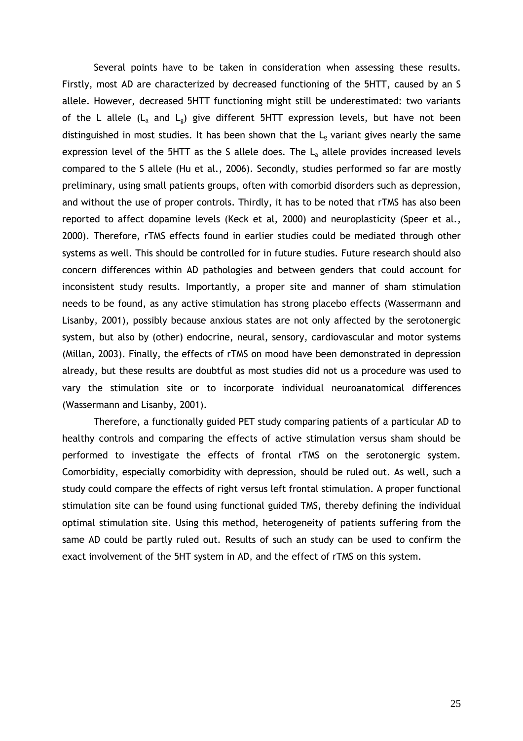Several points have to be taken in consideration when assessing these results. Firstly, most AD are characterized by decreased functioning of the 5HTT, caused by an S allele. However, decreased 5HTT functioning might still be underestimated: two variants of the L allele ($L_a$ and $L_g$) give different 5HTT expression levels, but have not been distinguished in most studies. It has been shown that the $L_g$ variant gives nearly the same expression level of the 5HTT as the S allele does. The $L_a$ allele provides increased levels compared to the S allele (Hu et al., 2006). Secondly, studies performed so far are mostly preliminary, using small patients groups, often with comorbid disorders such as depression, and without the use of proper controls. Thirdly, it has to be noted that rTMS has also been reported to affect dopamine levels (Keck et al, 2000) and neuroplasticity (Speer et al., 2000). Therefore, rTMS effects found in earlier studies could be mediated through other systems as well. This should be controlled for in future studies. Future research should also concern differences within AD pathologies and between genders that could account for inconsistent study results. Importantly, a proper site and manner of sham stimulation needs to be found, as any active stimulation has strong placebo effects (Wassermann and Lisanby, 2001), possibly because anxious states are not only affected by the serotonergic system, but also by (other) endocrine, neural, sensory, cardiovascular and motor systems (Millan, 2003). Finally, the effects of rTMS on mood have been demonstrated in depression already, but these results are doubtful as most studies did not us a procedure was used to vary the stimulation site or to incorporate individual neuroanatomical differences (Wassermann and Lisanby, 2001).

Therefore, a functionally guided PET study comparing patients of a particular AD to healthy controls and comparing the effects of active stimulation versus sham should be performed to investigate the effects of frontal rTMS on the serotonergic system. Comorbidity, especially comorbidity with depression, should be ruled out. As well, such a study could compare the effects of right versus left frontal stimulation. A proper functional stimulation site can be found using functional guided TMS, thereby defining the individual optimal stimulation site. Using this method, heterogeneity of patients suffering from the same AD could be partly ruled out. Results of such an study can be used to confirm the exact involvement of the 5HT system in AD, and the effect of rTMS on this system.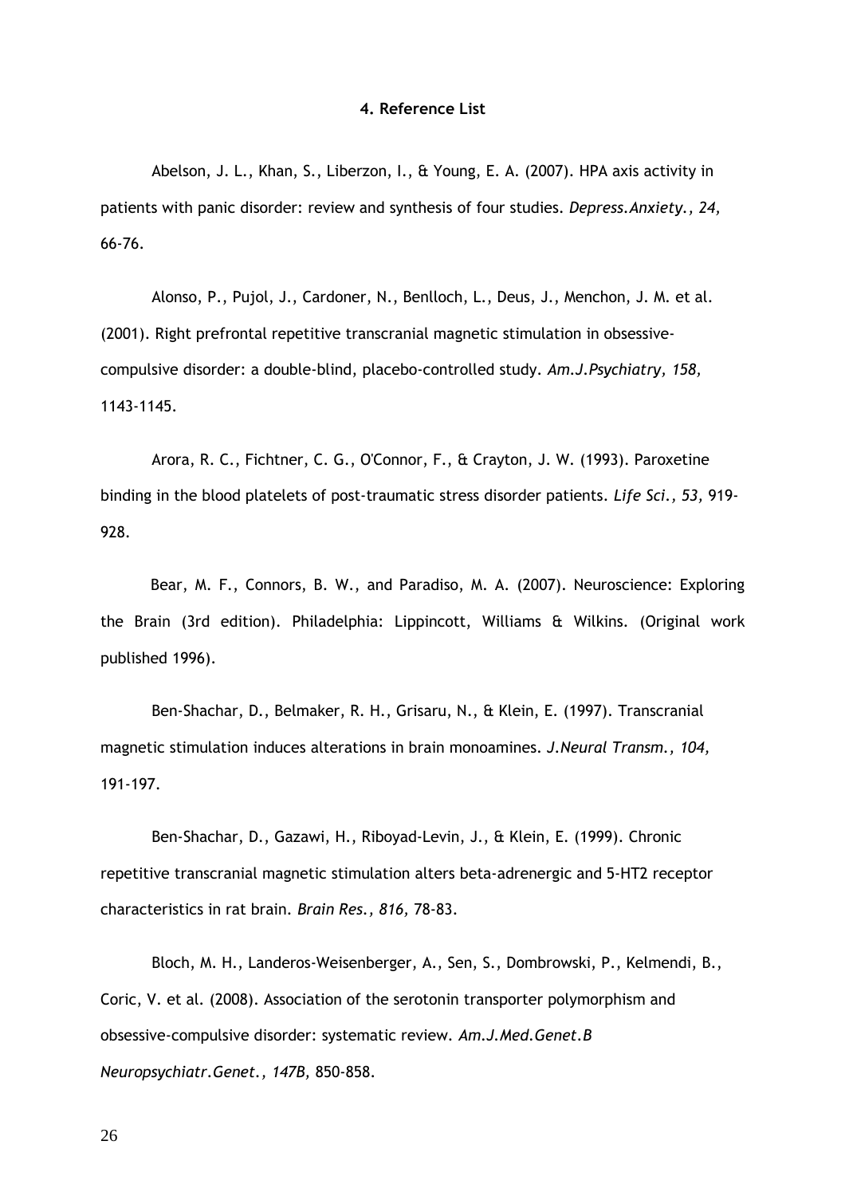# 4. Reference List

Abelson, J. L., Khan, S., Liberzon, I., & Young, E. A. (2007). HPA axis activity in patients with panic disorder: review and synthesis of four studies. *Depress.Anxiety., 24,* 66-76.

Alonso, P., Pujol, J., Cardoner, N., Benlloch, L., Deus, J., Menchon, J. M. et al. (2001). Right prefrontal repetitive transcranial magnetic stimulation in obsessive-compulsive disorder: a double-blind, placebo-controlled study. *Am.J.Psychiatry, 158,* 1143-1145.

Arora, R. C., Fichtner, C. G., O'Connor, F., & Crayton, J. W. (1993). Paroxetine binding in the blood platelets of post-traumatic stress disorder patients. *Life Sci., 53,* 919-928.

Bear, M. F., Connors, B. W., and Paradiso, M. A. (2007). Neuroscience: Exploring the Brain (3rd edition). Philadelphia: Lippincott, Williams & Wilkins. (Original work published 1996).

Ben-Shachar, D., Belmaker, R. H., Grisaru, N., & Klein, E. (1997). Transcranial magnetic stimulation induces alterations in brain monoamines. *J.Neural Transm., 104,* 191-197.

Ben-Shachar, D., Gazawi, H., Riboyad-Levin, J., & Klein, E. (1999). Chronic repetitive transcranial magnetic stimulation alters beta-adrenergic and 5-HT2 receptor characteristics in rat brain. *Brain Res., 816,* 78-83.

Bloch, M. H., Landeros-Weisenberger, A., Sen, S., Dombrowski, P., Kelmendi, B., Coric, V. et al. (2008). Association of the serotonin transporter polymorphism and obsessive-compulsive disorder: systematic review. *Am.J.Med.Genet.B Neuropsychiatr.Genet., 147B,* 850-858.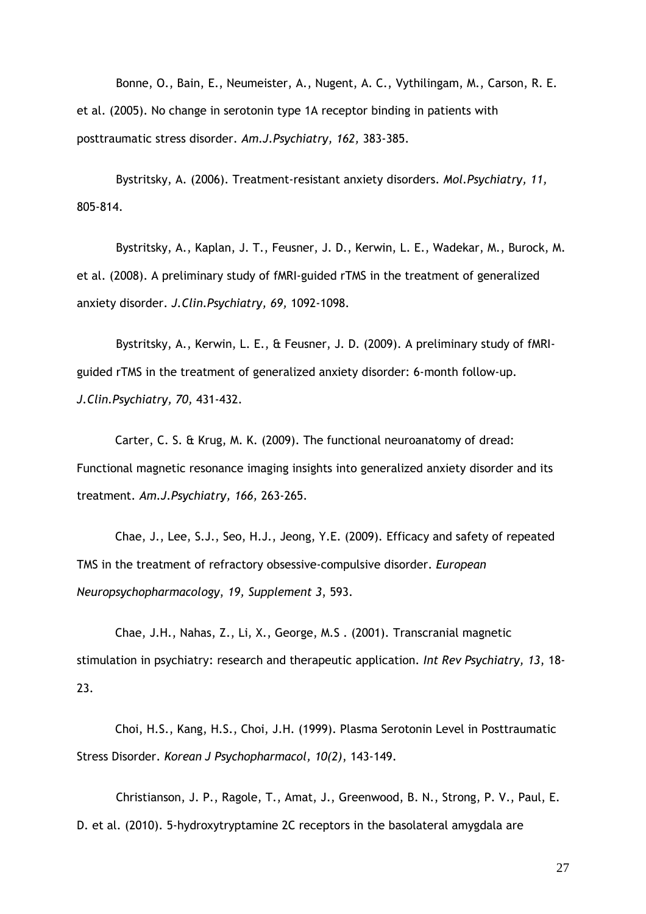Bonne, O., Bain, E., Neumeister, A., Nugent, A. C., Vythilingam, M., Carson, R. E. et al. (2005). No change in serotonin type 1A receptor binding in patients with posttraumatic stress disorder. *Am.J.Psychiatry, 162,* 383-385.

Bystritsky, A. (2006). Treatment-resistant anxiety disorders. *Mol.Psychiatry, 11,* 805-814.

Bystritsky, A., Kaplan, J. T., Feusner, J. D., Kerwin, L. E., Wadekar, M., Burock, M. et al. (2008). A preliminary study of fMRI-guided rTMS in the treatment of generalized anxiety disorder. *J.Clin.Psychiatry, 69,* 1092-1098.

Bystritsky, A., Kerwin, L. E., & Feusner, J. D. (2009). A preliminary study of fMRI-guided rTMS in the treatment of generalized anxiety disorder: 6-month follow-up. *J.Clin.Psychiatry, 70,* 431-432.

Carter, C. S. & Krug, M. K. (2009). The functional neuroanatomy of dread: Functional magnetic resonance imaging insights into generalized anxiety disorder and its treatment. *Am.J.Psychiatry, 166,* 263-265.

Chae, J., Lee, S.J., Seo, H.J., Jeong, Y.E. (2009). Efficacy and safety of repeated TMS in the treatment of refractory obsessive-compulsive disorder. *European Neuropsychopharmacology, 19, Supplement 3*, 593.

Chae, J.H., Nahas, Z., Li, X., George, M.S . (2001). Transcranial magnetic stimulation in psychiatry: research and therapeutic application. *Int Rev Psychiatry, 13*, 18-23.

Choi, H.S., Kang, H.S., Choi, J.H. (1999). Plasma Serotonin Level in Posttraumatic Stress Disorder. *Korean J Psychopharmacol, 10(2)*, 143-149.

Christianson, J. P., Ragole, T., Amat, J., Greenwood, B. N., Strong, P. V., Paul, E. D. et al. (2010). 5-hydroxytryptamine 2C receptors in the basolateral amygdala are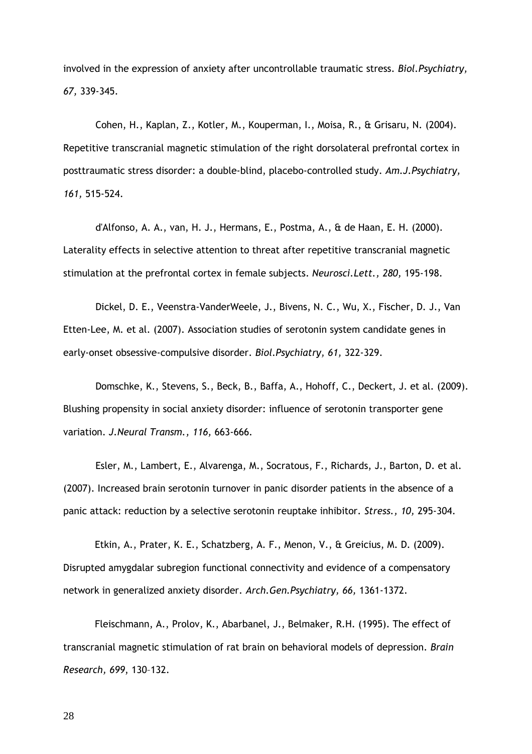involved in the expression of anxiety after uncontrollable traumatic stress. *Biol.Psychiatry, 67,* 339-345.

Cohen, H., Kaplan, Z., Kotler, M., Kouperman, I., Moisa, R., & Grisaru, N. (2004). Repetitive transcranial magnetic stimulation of the right dorsolateral prefrontal cortex in posttraumatic stress disorder: a double-blind, placebo-controlled study. *Am.J.Psychiatry, 161,* 515-524.

d'Alfonso, A. A., van, H. J., Hermans, E., Postma, A., & de Haan, E. H. (2000). Laterality effects in selective attention to threat after repetitive transcranial magnetic stimulation at the prefrontal cortex in female subjects. *Neurosci.Lett., 280,* 195-198.

Dickel, D. E., Veenstra-VanderWeele, J., Bivens, N. C., Wu, X., Fischer, D. J., Van Etten-Lee, M. et al. (2007). Association studies of serotonin system candidate genes in early-onset obsessive-compulsive disorder. *Biol.Psychiatry, 61,* 322-329.

Domschke, K., Stevens, S., Beck, B., Baffa, A., Hohoff, C., Deckert, J. et al. (2009). Blushing propensity in social anxiety disorder: influence of serotonin transporter gene variation. *J.Neural Transm., 116,* 663-666.

Esler, M., Lambert, E., Alvarenga, M., Socratous, F., Richards, J., Barton, D. et al. (2007). Increased brain serotonin turnover in panic disorder patients in the absence of a panic attack: reduction by a selective serotonin reuptake inhibitor. *Stress., 10,* 295-304.

Etkin, A., Prater, K. E., Schatzberg, A. F., Menon, V., & Greicius, M. D. (2009). Disrupted amygdalar subregion functional connectivity and evidence of a compensatory network in generalized anxiety disorder. *Arch.Gen.Psychiatry, 66,* 1361-1372.

Fleischmann, A., Prolov, K., Abarbanel, J., Belmaker, R.H. (1995). The effect of transcranial magnetic stimulation of rat brain on behavioral models of depression. *Brain Research, 699*, 130–132.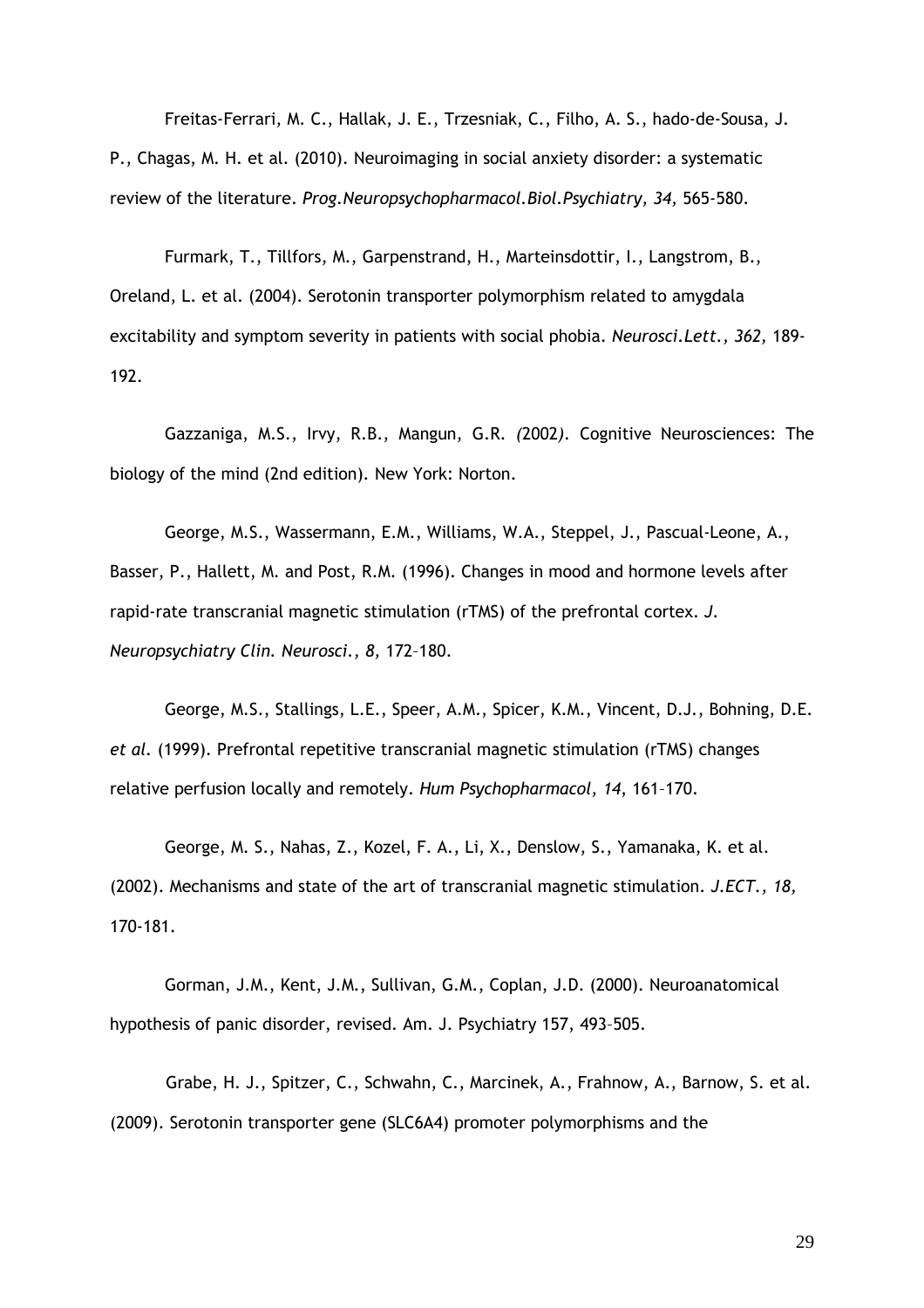Freitas-Ferrari, M. C., Hallak, J. E., Trzesniak, C., Filho, A. S., hado-de-Sousa, J. P., Chagas, M. H. et al. (2010). Neuroimaging in social anxiety disorder: a systematic review of the literature. *Prog.Neuropsychopharmacol.Biol.Psychiatry, 34,* 565-580.

Furmark, T., Tillfors, M., Garpenstrand, H., Marteinsdottir, I., Langstrom, B., Oreland, L. et al. (2004). Serotonin transporter polymorphism related to amygdala excitability and symptom severity in patients with social phobia. *Neurosci.Lett., 362,* 189-192.

Gazzaniga, M.S., Irvy, R.B., Mangun, G.R. *(*2002*).* Cognitive Neurosciences: The biology of the mind (2nd edition). New York: Norton.

George, M.S., Wassermann, E.M., Williams, W.A., Steppel, J., Pascual-Leone, A., Basser, P., Hallett, M. and Post, R.M. (1996). Changes in mood and hormone levels after rapid-rate transcranial magnetic stimulation (rTMS) of the prefrontal cortex. *J. Neuropsychiatry Clin. Neurosci., 8,* 172–180.

George, M.S., Stallings, L.E., Speer, A.M., Spicer, K.M., Vincent, D.J., Bohning, D.E. *et al.* (1999). Prefrontal repetitive transcranial magnetic stimulation (rTMS) changes relative perfusion locally and remotely. *Hum Psychopharmacol, 14*, 161–170.

George, M. S., Nahas, Z., Kozel, F. A., Li, X., Denslow, S., Yamanaka, K. et al. (2002). Mechanisms and state of the art of transcranial magnetic stimulation. *J.ECT., 18,* 170-181.

Gorman, J.M., Kent, J.M., Sullivan, G.M., Coplan, J.D. (2000). Neuroanatomical hypothesis of panic disorder, revised. Am. J. Psychiatry 157, 493–505.

Grabe, H. J., Spitzer, C., Schwahn, C., Marcinek, A., Frahnow, A., Barnow, S. et al. (2009). Serotonin transporter gene (SLC6A4) promoter polymorphisms and the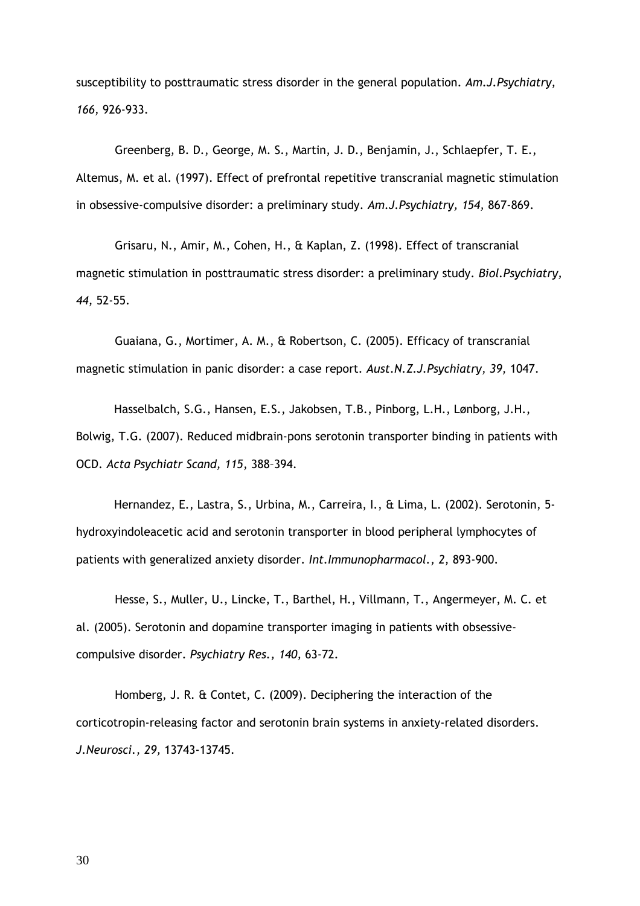susceptibility to posttraumatic stress disorder in the general population. *Am.J.Psychiatry, 166,* 926-933.

Greenberg, B. D., George, M. S., Martin, J. D., Benjamin, J., Schlaepfer, T. E., Altemus, M. et al. (1997). Effect of prefrontal repetitive transcranial magnetic stimulation in obsessive-compulsive disorder: a preliminary study. *Am.J.Psychiatry, 154,* 867-869.

Grisaru, N., Amir, M., Cohen, H., & Kaplan, Z. (1998). Effect of transcranial magnetic stimulation in posttraumatic stress disorder: a preliminary study. *Biol.Psychiatry, 44,* 52-55.

Guaiana, G., Mortimer, A. M., & Robertson, C. (2005). Efficacy of transcranial magnetic stimulation in panic disorder: a case report. *Aust.N.Z.J.Psychiatry, 39,* 1047.

Hasselbalch, S.G., Hansen, E.S., Jakobsen, T.B., Pinborg, L.H., Lønborg, J.H., Bolwig, T.G. (2007). Reduced midbrain-pons serotonin transporter binding in patients with OCD. *Acta Psychiatr Scand, 115*, 388–394.

Hernandez, E., Lastra, S., Urbina, M., Carreira, I., & Lima, L. (2002). Serotonin, 5-hydroxyindoleacetic acid and serotonin transporter in blood peripheral lymphocytes of patients with generalized anxiety disorder. *Int.Immunopharmacol., 2,* 893-900.

Hesse, S., Muller, U., Lincke, T., Barthel, H., Villmann, T., Angermeyer, M. C. et al. (2005). Serotonin and dopamine transporter imaging in patients with obsessive-compulsive disorder. *Psychiatry Res., 140,* 63-72.

Homberg, J. R. & Contet, C. (2009). Deciphering the interaction of the corticotropin-releasing factor and serotonin brain systems in anxiety-related disorders. *J.Neurosci., 29,* 13743-13745.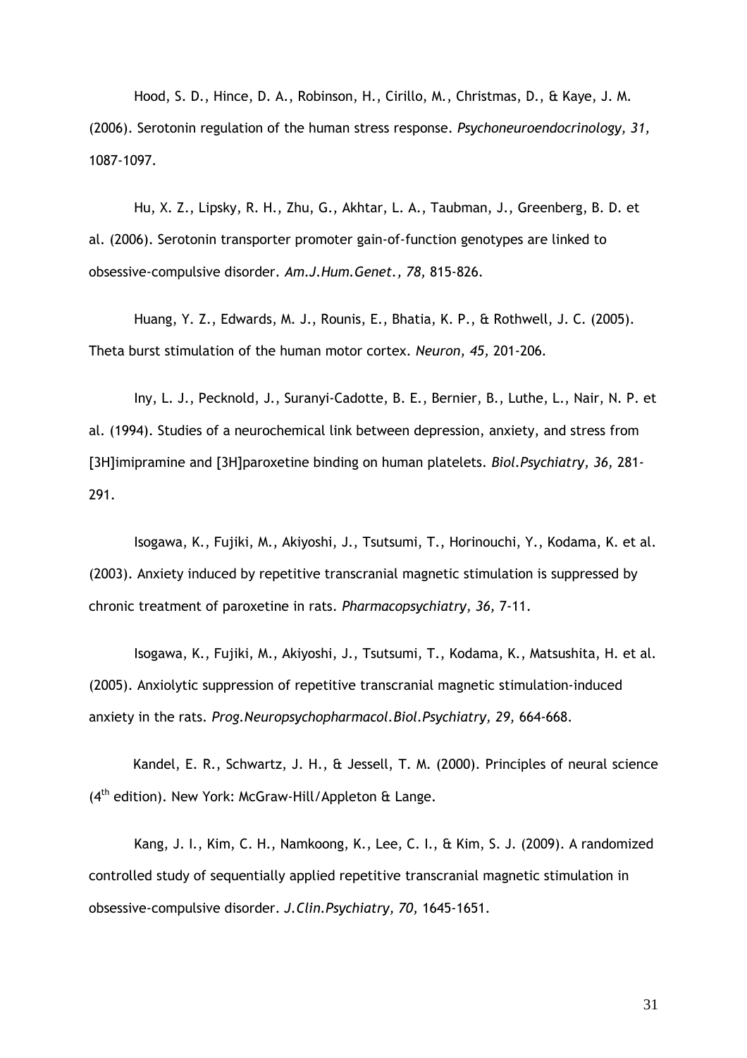Hood, S. D., Hince, D. A., Robinson, H., Cirillo, M., Christmas, D., & Kaye, J. M. (2006). Serotonin regulation of the human stress response. *Psychoneuroendocrinology, 31,* 1087-1097.

Hu, X. Z., Lipsky, R. H., Zhu, G., Akhtar, L. A., Taubman, J., Greenberg, B. D. et al. (2006). Serotonin transporter promoter gain-of-function genotypes are linked to obsessive-compulsive disorder. *Am.J.Hum.Genet., 78,* 815-826.

Huang, Y. Z., Edwards, M. J., Rounis, E., Bhatia, K. P., & Rothwell, J. C. (2005). Theta burst stimulation of the human motor cortex. *Neuron, 45,* 201-206.

Iny, L. J., Pecknold, J., Suranyi-Cadotte, B. E., Bernier, B., Luthe, L., Nair, N. P. et al. (1994). Studies of a neurochemical link between depression, anxiety, and stress from [3H]imipramine and [3H]paroxetine binding on human platelets. *Biol.Psychiatry, 36,* 281-291.

Isogawa, K., Fujiki, M., Akiyoshi, J., Tsutsumi, T., Horinouchi, Y., Kodama, K. et al. (2003). Anxiety induced by repetitive transcranial magnetic stimulation is suppressed by chronic treatment of paroxetine in rats. *Pharmacopsychiatry, 36,* 7-11.

Isogawa, K., Fujiki, M., Akiyoshi, J., Tsutsumi, T., Kodama, K., Matsushita, H. et al. (2005). Anxiolytic suppression of repetitive transcranial magnetic stimulation-induced anxiety in the rats. *Prog.Neuropsychopharmacol.Biol.Psychiatry, 29,* 664-668.

Kandel, E. R., Schwartz, J. H., & Jessell, T. M. (2000). Principles of neural science (4th edition). New York: McGraw-Hill/Appleton & Lange.

Kang, J. I., Kim, C. H., Namkoong, K., Lee, C. I., & Kim, S. J. (2009). A randomized controlled study of sequentially applied repetitive transcranial magnetic stimulation in obsessive-compulsive disorder. *J.Clin.Psychiatry, 70,* 1645-1651.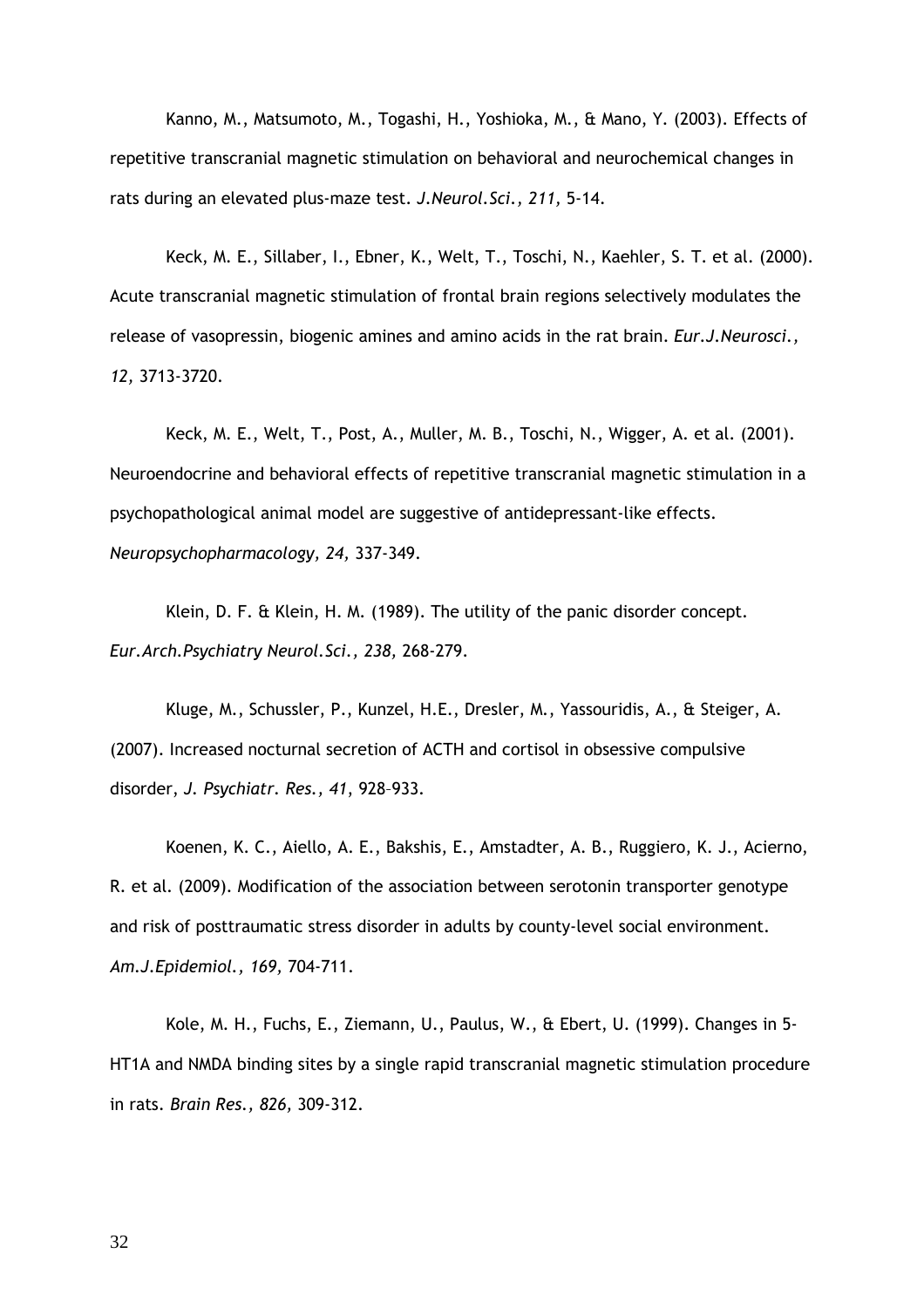Kanno, M., Matsumoto, M., Togashi, H., Yoshioka, M., & Mano, Y. (2003). Effects of repetitive transcranial magnetic stimulation on behavioral and neurochemical changes in rats during an elevated plus-maze test. *J.Neurol.Sci., 211,* 5-14.

Keck, M. E., Sillaber, I., Ebner, K., Welt, T., Toschi, N., Kaehler, S. T. et al. (2000). Acute transcranial magnetic stimulation of frontal brain regions selectively modulates the release of vasopressin, biogenic amines and amino acids in the rat brain. *Eur.J.Neurosci., 12,* 3713-3720.

Keck, M. E., Welt, T., Post, A., Muller, M. B., Toschi, N., Wigger, A. et al. (2001). Neuroendocrine and behavioral effects of repetitive transcranial magnetic stimulation in a psychopathological animal model are suggestive of antidepressant-like effects. *Neuropsychopharmacology, 24,* 337-349.

Klein, D. F. & Klein, H. M. (1989). The utility of the panic disorder concept. *Eur.Arch.Psychiatry Neurol.Sci., 238,* 268-279.

Kluge, M., Schussler, P., Kunzel, H.E., Dresler, M., Yassouridis, A., & Steiger, A. (2007). Increased nocturnal secretion of ACTH and cortisol in obsessive compulsive disorder, *J. Psychiatr. Res., 41*, 928–933.

Koenen, K. C., Aiello, A. E., Bakshis, E., Amstadter, A. B., Ruggiero, K. J., Acierno, R. et al. (2009). Modification of the association between serotonin transporter genotype and risk of posttraumatic stress disorder in adults by county-level social environment. *Am.J.Epidemiol., 169,* 704-711.

Kole, M. H., Fuchs, E., Ziemann, U., Paulus, W., & Ebert, U. (1999). Changes in 5-HT1A and NMDA binding sites by a single rapid transcranial magnetic stimulation procedure in rats. *Brain Res., 826,* 309-312.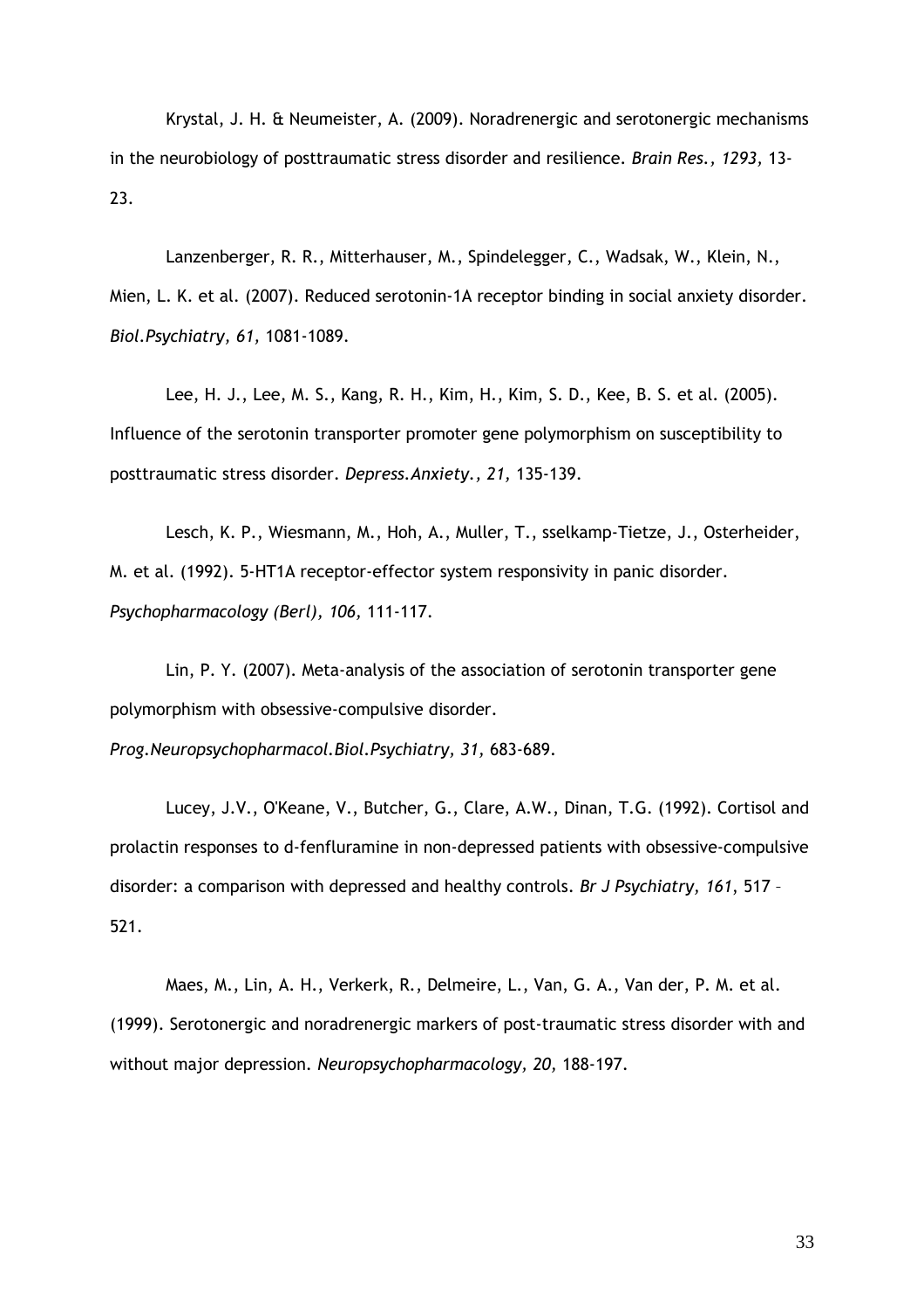Krystal, J. H. & Neumeister, A. (2009). Noradrenergic and serotonergic mechanisms in the neurobiology of posttraumatic stress disorder and resilience. *Brain Res., 1293,* 13-23.

Lanzenberger, R. R., Mitterhauser, M., Spindelegger, C., Wadsak, W., Klein, N., Mien, L. K. et al. (2007). Reduced serotonin-1A receptor binding in social anxiety disorder. *Biol.Psychiatry, 61,* 1081-1089.

Lee, H. J., Lee, M. S., Kang, R. H., Kim, H., Kim, S. D., Kee, B. S. et al. (2005). Influence of the serotonin transporter promoter gene polymorphism on susceptibility to posttraumatic stress disorder. *Depress.Anxiety., 21,* 135-139.

Lesch, K. P., Wiesmann, M., Hoh, A., Muller, T., sselkamp-Tietze, J., Osterheider, M. et al. (1992). 5-HT1A receptor-effector system responsivity in panic disorder. *Psychopharmacology (Berl), 106,* 111-117.

Lin, P. Y. (2007). Meta-analysis of the association of serotonin transporter gene polymorphism with obsessive-compulsive disorder. *Prog.Neuropsychopharmacol.Biol.Psychiatry, 31,* 683-689.

Lucey, J.V., O'Keane, V., Butcher, G., Clare, A.W., Dinan, T.G. (1992). Cortisol and prolactin responses to d-fenfluramine in non-depressed patients with obsessive-compulsive disorder: a comparison with depressed and healthy controls. *Br J Psychiatry, 161*, 517 – 521.

Maes, M., Lin, A. H., Verkerk, R., Delmeire, L., Van, G. A., Van der, P. M. et al. (1999). Serotonergic and noradrenergic markers of post-traumatic stress disorder with and without major depression. *Neuropsychopharmacology, 20,* 188-197.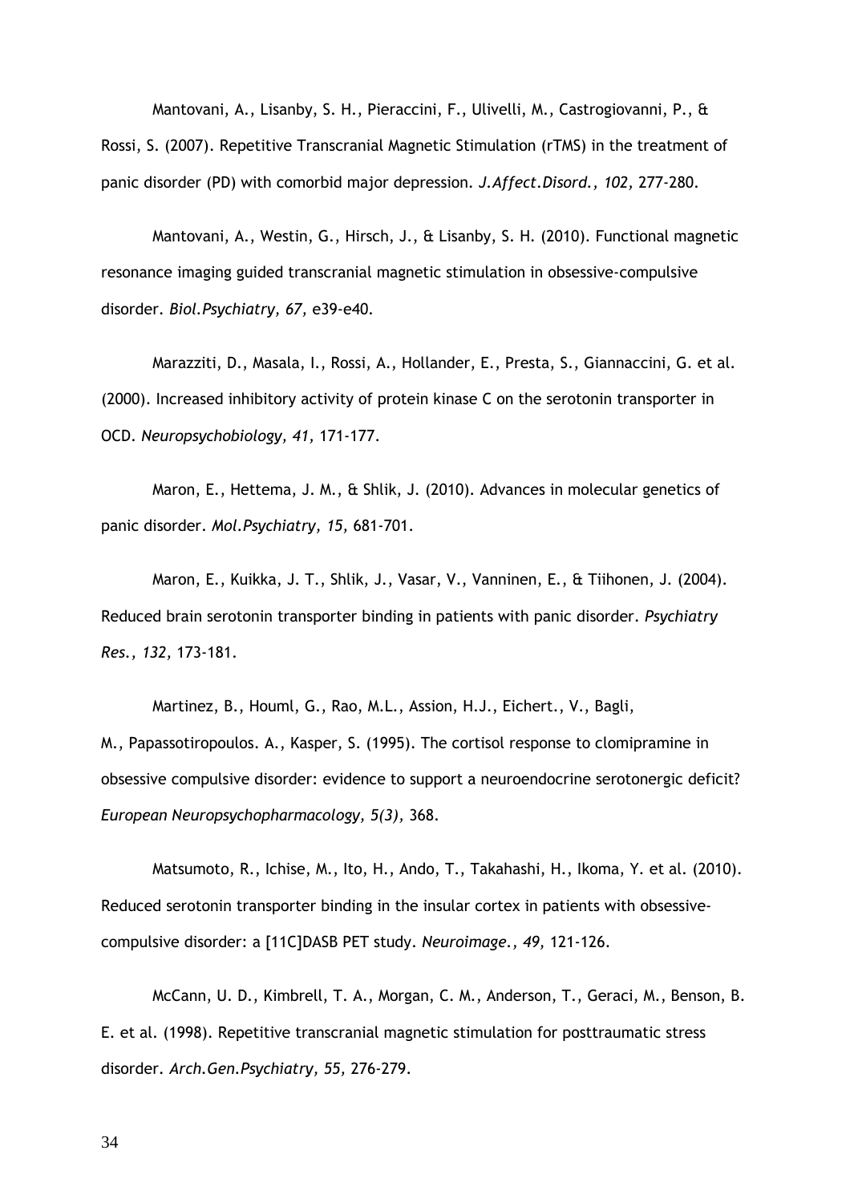Mantovani, A., Lisanby, S. H., Pieraccini, F., Ulivelli, M., Castrogiovanni, P., & Rossi, S. (2007). Repetitive Transcranial Magnetic Stimulation (rTMS) in the treatment of panic disorder (PD) with comorbid major depression. *J.Affect.Disord., 102,* 277-280.

Mantovani, A., Westin, G., Hirsch, J., & Lisanby, S. H. (2010). Functional magnetic resonance imaging guided transcranial magnetic stimulation in obsessive-compulsive disorder. *Biol.Psychiatry, 67,* e39-e40.

Marazziti, D., Masala, I., Rossi, A., Hollander, E., Presta, S., Giannaccini, G. et al. (2000). Increased inhibitory activity of protein kinase C on the serotonin transporter in OCD. *Neuropsychobiology, 41,* 171-177.

Maron, E., Hettema, J. M., & Shlik, J. (2010). Advances in molecular genetics of panic disorder. *Mol.Psychiatry, 15,* 681-701.

Maron, E., Kuikka, J. T., Shlik, J., Vasar, V., Vanninen, E., & Tiihonen, J. (2004). Reduced brain serotonin transporter binding in patients with panic disorder. *Psychiatry Res., 132,* 173-181.

Martinez, B., Houml, G., Rao, M.L., Assion, H.J., Eichert., V., Bagli, M., Papassotiropoulos. A., Kasper, S. (1995). The cortisol response to clomipramine in obsessive compulsive disorder: evidence to support a neuroendocrine serotonergic deficit? *European Neuropsychopharmacology, 5(3),* 368.

Matsumoto, R., Ichise, M., Ito, H., Ando, T., Takahashi, H., Ikoma, Y. et al. (2010). Reduced serotonin transporter binding in the insular cortex in patients with obsessive-compulsive disorder: a [11C]DASB PET study. *Neuroimage., 49,* 121-126.

McCann, U. D., Kimbrell, T. A., Morgan, C. M., Anderson, T., Geraci, M., Benson, B. E. et al. (1998). Repetitive transcranial magnetic stimulation for posttraumatic stress disorder. *Arch.Gen.Psychiatry, 55,* 276-279.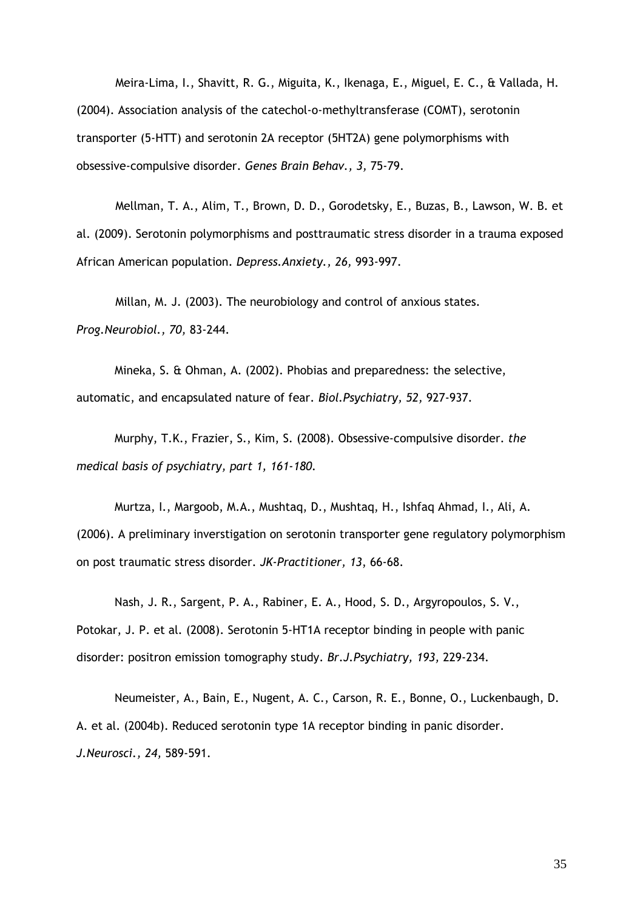Meira-Lima, I., Shavitt, R. G., Miguita, K., Ikenaga, E., Miguel, E. C., & Vallada, H. (2004). Association analysis of the catechol-o-methyltransferase (COMT), serotonin transporter (5-HTT) and serotonin 2A receptor (5HT2A) gene polymorphisms with obsessive-compulsive disorder. *Genes Brain Behav., 3,* 75-79.

Mellman, T. A., Alim, T., Brown, D. D., Gorodetsky, E., Buzas, B., Lawson, W. B. et al. (2009). Serotonin polymorphisms and posttraumatic stress disorder in a trauma exposed African American population. *Depress.Anxiety., 26,* 993-997.

Millan, M. J. (2003). The neurobiology and control of anxious states. *Prog.Neurobiol., 70,* 83-244.

Mineka, S. & Ohman, A. (2002). Phobias and preparedness: the selective, automatic, and encapsulated nature of fear. *Biol.Psychiatry, 52,* 927-937.

Murphy, T.K., Frazier, S., Kim, S. (2008). Obsessive-compulsive disorder. *the medical basis of psychiatry, part 1, 161-180.*

Murtza, I., Margoob, M.A., Mushtaq, D., Mushtaq, H., Ishfaq Ahmad, I., Ali, A. (2006). A preliminary inverstigation on serotonin transporter gene regulatory polymorphism on post traumatic stress disorder. *JK-Practitioner, 13*, 66-68.

Nash, J. R., Sargent, P. A., Rabiner, E. A., Hood, S. D., Argyropoulos, S. V., Potokar, J. P. et al. (2008). Serotonin 5-HT1A receptor binding in people with panic disorder: positron emission tomography study. *Br.J.Psychiatry, 193,* 229-234.

Neumeister, A., Bain, E., Nugent, A. C., Carson, R. E., Bonne, O., Luckenbaugh, D. A. et al. (2004b). Reduced serotonin type 1A receptor binding in panic disorder. *J.Neurosci., 24,* 589-591.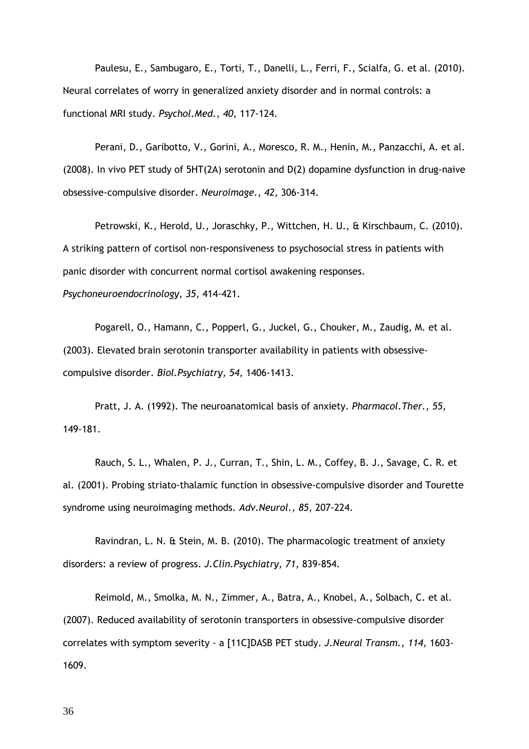Paulesu, E., Sambugaro, E., Torti, T., Danelli, L., Ferri, F., Scialfa, G. et al. (2010). Neural correlates of worry in generalized anxiety disorder and in normal controls: a functional MRI study. *Psychol.Med., 40,* 117-124.

Perani, D., Garibotto, V., Gorini, A., Moresco, R. M., Henin, M., Panzacchi, A. et al. (2008). In vivo PET study of 5HT(2A) serotonin and D(2) dopamine dysfunction in drug-naive obsessive-compulsive disorder. *Neuroimage., 42,* 306-314.

Petrowski, K., Herold, U., Joraschky, P., Wittchen, H. U., & Kirschbaum, C. (2010). A striking pattern of cortisol non-responsiveness to psychosocial stress in patients with panic disorder with concurrent normal cortisol awakening responses. *Psychoneuroendocrinology, 35,* 414-421.

Pogarell, O., Hamann, C., Popperl, G., Juckel, G., Chouker, M., Zaudig, M. et al. (2003). Elevated brain serotonin transporter availability in patients with obsessive-compulsive disorder. *Biol.Psychiatry, 54,* 1406-1413.

Pratt, J. A. (1992). The neuroanatomical basis of anxiety. *Pharmacol.Ther., 55,* 149-181.

Rauch, S. L., Whalen, P. J., Curran, T., Shin, L. M., Coffey, B. J., Savage, C. R. et al. (2001). Probing striato-thalamic function in obsessive-compulsive disorder and Tourette syndrome using neuroimaging methods. *Adv.Neurol., 85,* 207-224.

Ravindran, L. N. & Stein, M. B. (2010). The pharmacologic treatment of anxiety disorders: a review of progress. *J.Clin.Psychiatry, 71,* 839-854.

Reimold, M., Smolka, M. N., Zimmer, A., Batra, A., Knobel, A., Solbach, C. et al. (2007). Reduced availability of serotonin transporters in obsessive-compulsive disorder correlates with symptom severity - a [11C]DASB PET study. *J.Neural Transm., 114,* 1603-1609.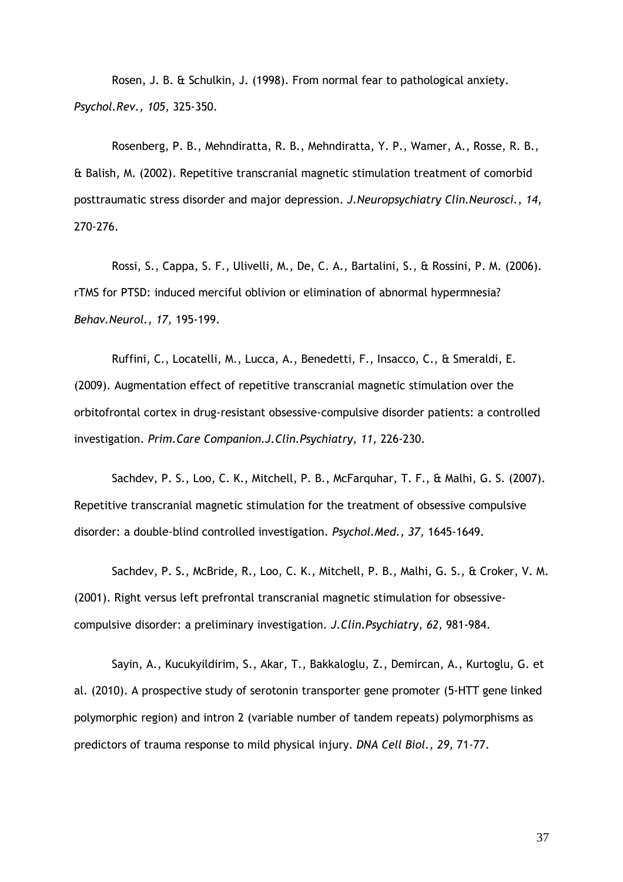Rosen, J. B. & Schulkin, J. (1998). From normal fear to pathological anxiety. *Psychol.Rev., 105,* 325-350.

Rosenberg, P. B., Mehndiratta, R. B., Mehndiratta, Y. P., Wamer, A., Rosse, R. B., & Balish, M. (2002). Repetitive transcranial magnetic stimulation treatment of comorbid posttraumatic stress disorder and major depression. *J.Neuropsychiatry Clin.Neurosci., 14,* 270-276.

Rossi, S., Cappa, S. F., Ulivelli, M., De, C. A., Bartalini, S., & Rossini, P. M. (2006). rTMS for PTSD: induced merciful oblivion or elimination of abnormal hypermnesia? *Behav.Neurol., 17,* 195-199.

Ruffini, C., Locatelli, M., Lucca, A., Benedetti, F., Insacco, C., & Smeraldi, E. (2009). Augmentation effect of repetitive transcranial magnetic stimulation over the orbitofrontal cortex in drug-resistant obsessive-compulsive disorder patients: a controlled investigation. *Prim.Care Companion.J.Clin.Psychiatry, 11,* 226-230.

Sachdev, P. S., Loo, C. K., Mitchell, P. B., McFarquhar, T. F., & Malhi, G. S. (2007). Repetitive transcranial magnetic stimulation for the treatment of obsessive compulsive disorder: a double-blind controlled investigation. *Psychol.Med., 37,* 1645-1649.

Sachdev, P. S., McBride, R., Loo, C. K., Mitchell, P. B., Malhi, G. S., & Croker, V. M. (2001). Right versus left prefrontal transcranial magnetic stimulation for obsessive-compulsive disorder: a preliminary investigation. *J.Clin.Psychiatry, 62,* 981-984.

Sayin, A., Kucukyildirim, S., Akar, T., Bakkaloglu, Z., Demircan, A., Kurtoglu, G. et al. (2010). A prospective study of serotonin transporter gene promoter (5-HTT gene linked polymorphic region) and intron 2 (variable number of tandem repeats) polymorphisms as predictors of trauma response to mild physical injury. *DNA Cell Biol., 29,* 71-77.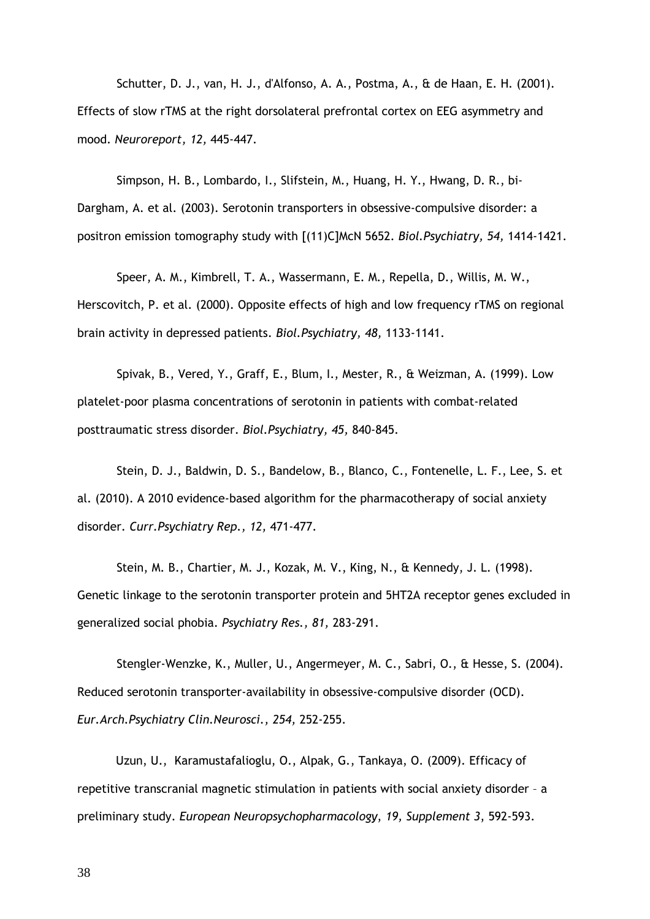Schutter, D. J., van, H. J., d'Alfonso, A. A., Postma, A., & de Haan, E. H. (2001). Effects of slow rTMS at the right dorsolateral prefrontal cortex on EEG asymmetry and mood. *Neuroreport, 12,* 445-447.

Simpson, H. B., Lombardo, I., Slifstein, M., Huang, H. Y., Hwang, D. R., bi-Dargham, A. et al. (2003). Serotonin transporters in obsessive-compulsive disorder: a positron emission tomography study with [(11)C]McN 5652. *Biol.Psychiatry, 54,* 1414-1421.

Speer, A. M., Kimbrell, T. A., Wassermann, E. M., Repella, D., Willis, M. W., Herscovitch, P. et al. (2000). Opposite effects of high and low frequency rTMS on regional brain activity in depressed patients. *Biol.Psychiatry, 48,* 1133-1141.

Spivak, B., Vered, Y., Graff, E., Blum, I., Mester, R., & Weizman, A. (1999). Low platelet-poor plasma concentrations of serotonin in patients with combat-related posttraumatic stress disorder. *Biol.Psychiatry, 45,* 840-845.

Stein, D. J., Baldwin, D. S., Bandelow, B., Blanco, C., Fontenelle, L. F., Lee, S. et al. (2010). A 2010 evidence-based algorithm for the pharmacotherapy of social anxiety disorder. *Curr.Psychiatry Rep., 12,* 471-477.

Stein, M. B., Chartier, M. J., Kozak, M. V., King, N., & Kennedy, J. L. (1998). Genetic linkage to the serotonin transporter protein and 5HT2A receptor genes excluded in generalized social phobia. *Psychiatry Res., 81,* 283-291.

Stengler-Wenzke, K., Muller, U., Angermeyer, M. C., Sabri, O., & Hesse, S. (2004). Reduced serotonin transporter-availability in obsessive-compulsive disorder (OCD). *Eur.Arch.Psychiatry Clin.Neurosci., 254,* 252-255.

Uzun, U., Karamustafalioglu, O., Alpak, G., Tankaya, O. (2009). Efficacy of repetitive transcranial magnetic stimulation in patients with social anxiety disorder – a preliminary study. *European Neuropsychopharmacology, 19, Supplement 3,* 592-593.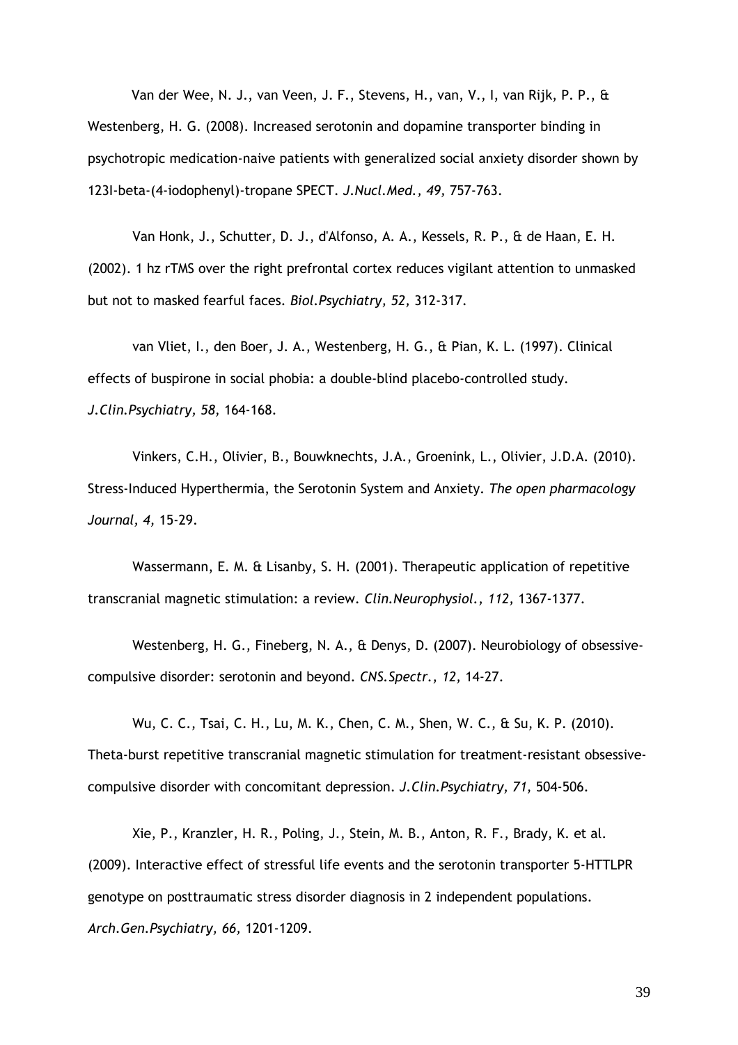Van der Wee, N. J., van Veen, J. F., Stevens, H., van, V., I, van Rijk, P. P., & Westenberg, H. G. (2008). Increased serotonin and dopamine transporter binding in psychotropic medication-naive patients with generalized social anxiety disorder shown by 123I-beta-(4-iodophenyl)-tropane SPECT. *J.Nucl.Med., 49,* 757-763.

Van Honk, J., Schutter, D. J., d'Alfonso, A. A., Kessels, R. P., & de Haan, E. H. (2002). 1 hz rTMS over the right prefrontal cortex reduces vigilant attention to unmasked but not to masked fearful faces. *Biol.Psychiatry, 52,* 312-317.

van Vliet, I., den Boer, J. A., Westenberg, H. G., & Pian, K. L. (1997). Clinical effects of buspirone in social phobia: a double-blind placebo-controlled study. *J.Clin.Psychiatry, 58,* 164-168.

Vinkers, C.H., Olivier, B., Bouwknechts, J.A., Groenink, L., Olivier, J.D.A. (2010). Stress-Induced Hyperthermia, the Serotonin System and Anxiety. *The open pharmacology Journal, 4,* 15-29.

Wassermann, E. M. & Lisanby, S. H. (2001). Therapeutic application of repetitive transcranial magnetic stimulation: a review. *Clin.Neurophysiol., 112,* 1367-1377.

Westenberg, H. G., Fineberg, N. A., & Denys, D. (2007). Neurobiology of obsessive-compulsive disorder: serotonin and beyond. *CNS.Spectr., 12,* 14-27.

Wu, C. C., Tsai, C. H., Lu, M. K., Chen, C. M., Shen, W. C., & Su, K. P. (2010). Theta-burst repetitive transcranial magnetic stimulation for treatment-resistant obsessive-compulsive disorder with concomitant depression. *J.Clin.Psychiatry, 71,* 504-506.

Xie, P., Kranzler, H. R., Poling, J., Stein, M. B., Anton, R. F., Brady, K. et al. (2009). Interactive effect of stressful life events and the serotonin transporter 5-HTTLPR genotype on posttraumatic stress disorder diagnosis in 2 independent populations. *Arch.Gen.Psychiatry, 66,* 1201-1209.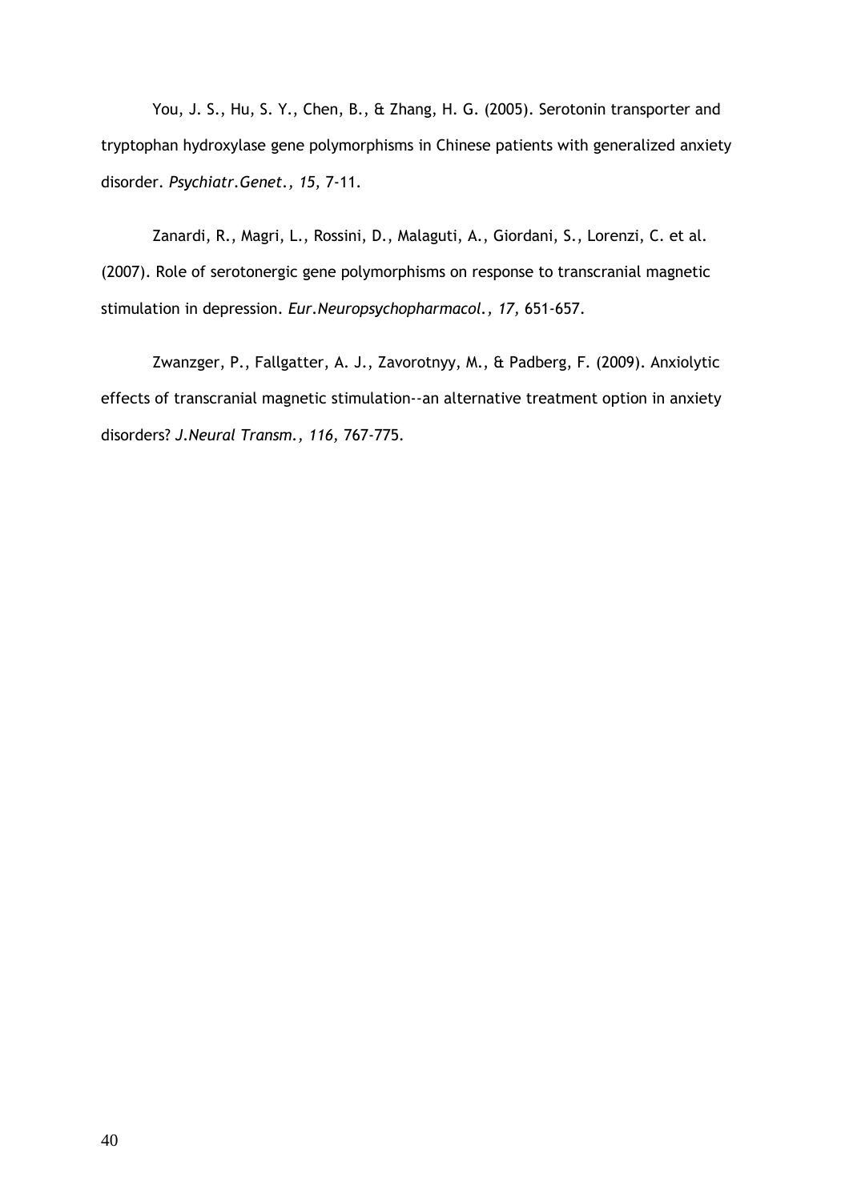You, J. S., Hu, S. Y., Chen, B., & Zhang, H. G. (2005). Serotonin transporter and tryptophan hydroxylase gene polymorphisms in Chinese patients with generalized anxiety disorder. *Psychiatr.Genet., 15,* 7-11.

Zanardi, R., Magri, L., Rossini, D., Malaguti, A., Giordani, S., Lorenzi, C. et al. (2007). Role of serotonergic gene polymorphisms on response to transcranial magnetic stimulation in depression. *Eur.Neuropsychopharmacol., 17,* 651-657.

Zwanzger, P., Fallgatter, A. J., Zavorotnyy, M., & Padberg, F. (2009). Anxiolytic effects of transcranial magnetic stimulation--an alternative treatment option in anxiety disorders? *J.Neural Transm., 116,* 767-775.